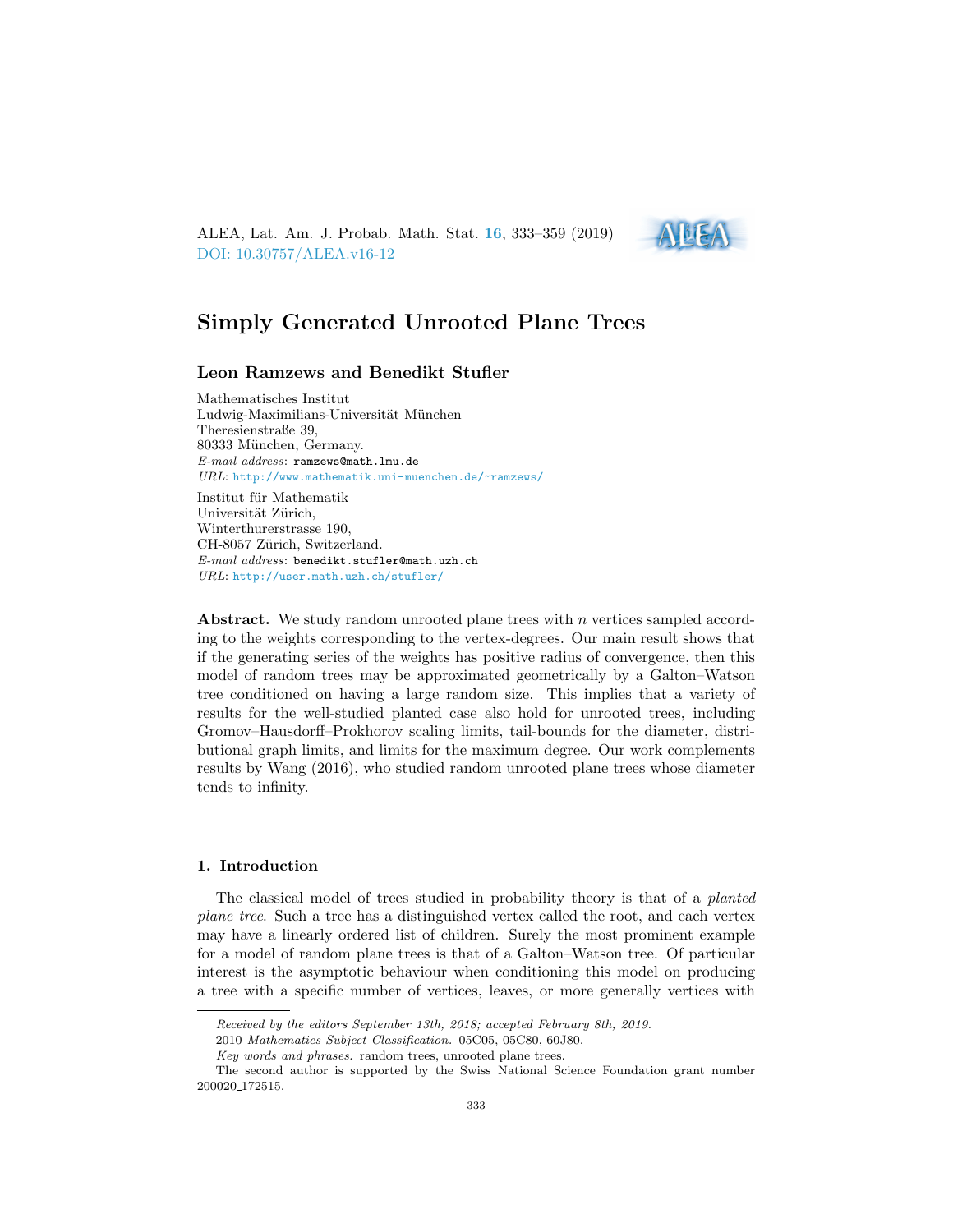# Simply Generated Unrooted Plane Trees

**Leon Ramzews and Benedikt Stufler**

Mathematisches Institut
Ludwig-Maximilians-Universität München
Theresienstraße 39,
80333 München, Germany.
*E-mail address*: ramzews@math.lmu.de
*URL*: http://www.mathematik.uni-muenchen.de/~ramzews/

Institut für Mathematik
Universität Zürich,
Winterthurerstrasse 190,
CH-8057 Zürich, Switzerland.
*E-mail address*: benedikt.stufler@math.uzh.ch
*URL*: http://user.math.uzh.ch/stufler/

**Abstract.** We study random unrooted plane trees with $n$ vertices sampled according to the weights corresponding to the vertex-degrees. Our main result shows that if the generating series of the weights has positive radius of convergence, then this model of random trees may be approximated geometrically by a Galton–Watson tree conditioned on having a large random size. This implies that a variety of results for the well-studied planted case also hold for unrooted trees, including Gromov–Hausdorff–Prokhorov scaling limits, tail-bounds for the diameter, distributional graph limits, and limits for the maximum degree. Our work complements results by Wang (2016), who studied random unrooted plane trees whose diameter tends to infinity.

## 1. Introduction

The classical model of trees studied in probability theory is that of a *planted plane tree*. Such a tree has a distinguished vertex called the root, and each vertex may have a linearly ordered list of children. Surely the most prominent example for a model of random plane trees is that of a Galton–Watson tree. Of particular interest is the asymptotic behaviour when conditioning this model on producing a tree with a specific number of vertices, leaves, or more generally vertices with

---

*Received by the editors September 13th, 2018; accepted February 8th, 2019.*

2010 *Mathematics Subject Classification.* 05C05, 05C80, 60J80.

*Key words and phrases.* random trees, unrooted plane trees.

The second author is supported by the Swiss National Science Foundation grant number 200020_172515.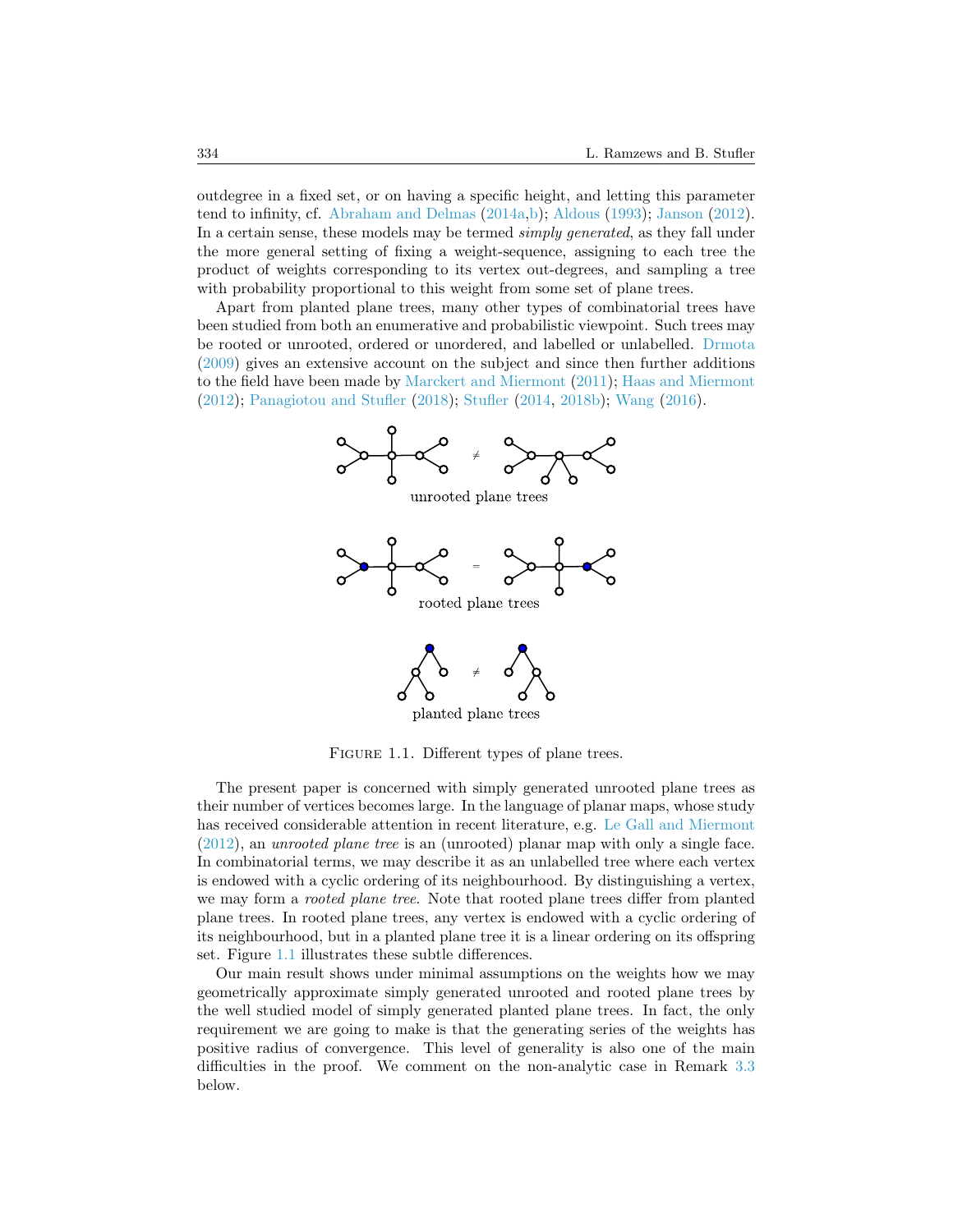outdegree in a fixed set, or on having a specific height, and letting this parameter tend to infinity, cf. Abraham and Delmas (2014a,b); Aldous (1993); Janson (2012). In a certain sense, these models may be termed *simply generated*, as they fall under the more general setting of fixing a weight-sequence, assigning to each tree the product of weights corresponding to its vertex out-degrees, and sampling a tree with probability proportional to this weight from some set of plane trees.

Apart from planted plane trees, many other types of combinatorial trees have been studied from both an enumerative and probabilistic viewpoint. Such trees may be rooted or unrooted, ordered or unordered, and labelled or unlabelled. Drmota (2009) gives an extensive account on the subject and since then further additions to the field have been made by Marckert and Miermont (2011); Haas and Miermont (2012); Panagiotou and Stufler (2018); Stufler (2014, 2018b); Wang (2016).

unrooted plane trees

rooted plane trees

planted plane trees

Figure 1.1. Different types of plane trees.

The present paper is concerned with simply generated unrooted plane trees as their number of vertices becomes large. In the language of planar maps, whose study has received considerable attention in recent literature, e.g. Le Gall and Miermont (2012), an *unrooted plane tree* is an (unrooted) planar map with only a single face. In combinatorial terms, we may describe it as an unlabelled tree where each vertex is endowed with a cyclic ordering of its neighbourhood. By distinguishing a vertex, we may form a *rooted plane tree*. Note that rooted plane trees differ from planted plane trees. In rooted plane trees, any vertex is endowed with a cyclic ordering of its neighbourhood, but in a planted plane tree it is a linear ordering on its offspring set. Figure 1.1 illustrates these subtle differences.

Our main result shows under minimal assumptions on the weights how we may geometrically approximate simply generated unrooted and rooted plane trees by the well studied model of simply generated planted plane trees. In fact, the only requirement we are going to make is that the generating series of the weights has positive radius of convergence. This level of generality is also one of the main difficulties in the proof. We comment on the non-analytic case in Remark 3.3 below.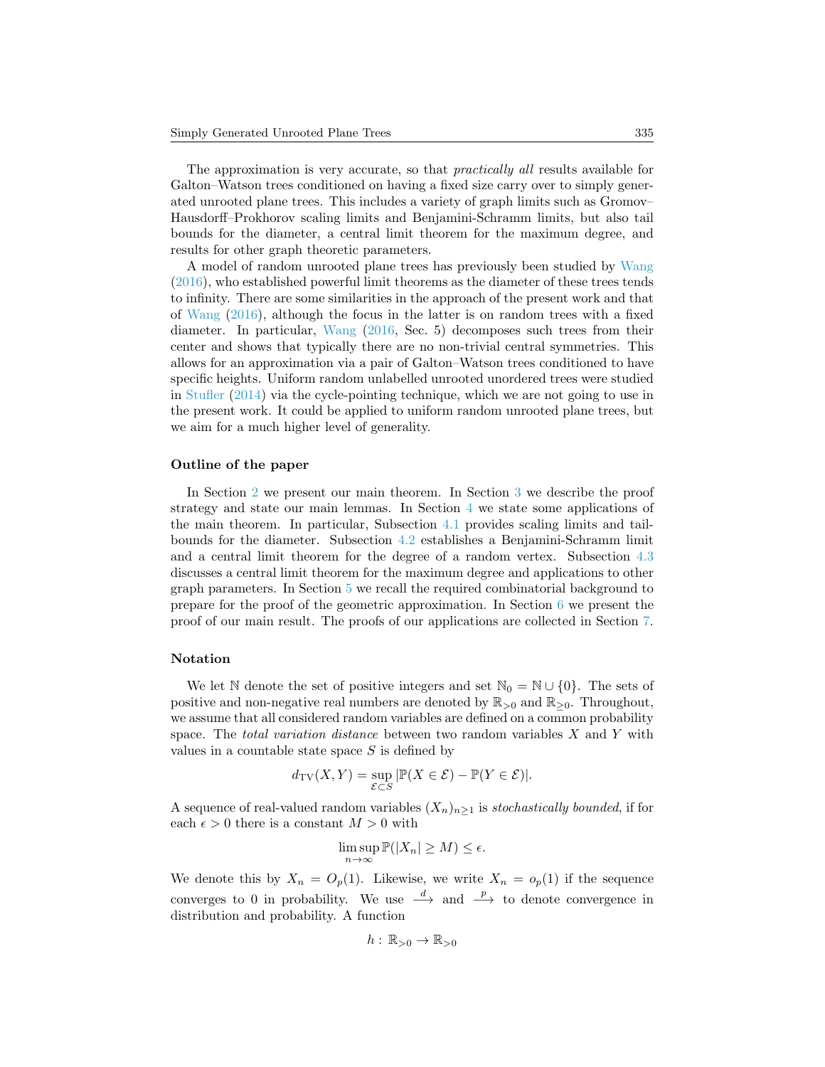The approximation is very accurate, so that *practically all* results available for Galton–Watson trees conditioned on having a fixed size carry over to simply generated unrooted plane trees. This includes a variety of graph limits such as Gromov–Hausdorff–Prokhorov scaling limits and Benjamini-Schramm limits, but also tail bounds for the diameter, a central limit theorem for the maximum degree, and results for other graph theoretic parameters.

A model of random unrooted plane trees has previously been studied by Wang (2016), who established powerful limit theorems as the diameter of these trees tends to infinity. There are some similarities in the approach of the present work and that of Wang (2016), although the focus in the latter is on random trees with a fixed diameter. In particular, Wang (2016, Sec. 5) decomposes such trees from their center and shows that typically there are no non-trivial central symmetries. This allows for an approximation via a pair of Galton–Watson trees conditioned to have specific heights. Uniform random unlabelled unrooted unordered trees were studied in Stufler (2014) via the cycle-pointing technique, which we are not going to use in the present work. It could be applied to uniform random unrooted plane trees, but we aim for a much higher level of generality.

### Outline of the paper

In Section 2 we present our main theorem. In Section 3 we describe the proof strategy and state our main lemmas. In Section 4 we state some applications of the main theorem. In particular, Subsection 4.1 provides scaling limits and tail-bounds for the diameter. Subsection 4.2 establishes a Benjamini-Schramm limit and a central limit theorem for the degree of a random vertex. Subsection 4.3 discusses a central limit theorem for the maximum degree and applications to other graph parameters. In Section 5 we recall the required combinatorial background to prepare for the proof of the geometric approximation. In Section 6 we present the proof of our main result. The proofs of our applications are collected in Section 7.

### Notation

We let $\mathbb{N}$ denote the set of positive integers and set $\mathbb{N}_0 = \mathbb{N} \cup \{0\}$. The sets of positive and non-negative real numbers are denoted by $\mathbb{R}_{>0}$ and $\mathbb{R}_{\geq 0}$. Throughout, we assume that all considered random variables are defined on a common probability space. The *total variation distance* between two random variables $X$ and $Y$ with values in a countable state space $S$ is defined by

$$d_{\mathrm{TV}}(X, Y) = \sup_{\mathcal{E} \subset S} |\mathbb{P}(X \in \mathcal{E}) - \mathbb{P}(Y \in \mathcal{E})|.$$

A sequence of real-valued random variables $(X_n)_{n \geq 1}$ is *stochastically bounded*, if for each $\epsilon > 0$ there is a constant $M > 0$ with

$$\limsup_{n \to \infty} \mathbb{P}(|X_n| \geq M) \leq \epsilon.$$

We denote this by $X_n = O_p(1)$. Likewise, we write $X_n = o_p(1)$ if the sequence converges to 0 in probability. We use $\xrightarrow{d}$ and $\xrightarrow{p}$ to denote convergence in distribution and probability. A function

$$h : \mathbb{R}_{>0} \to \mathbb{R}_{>0}$$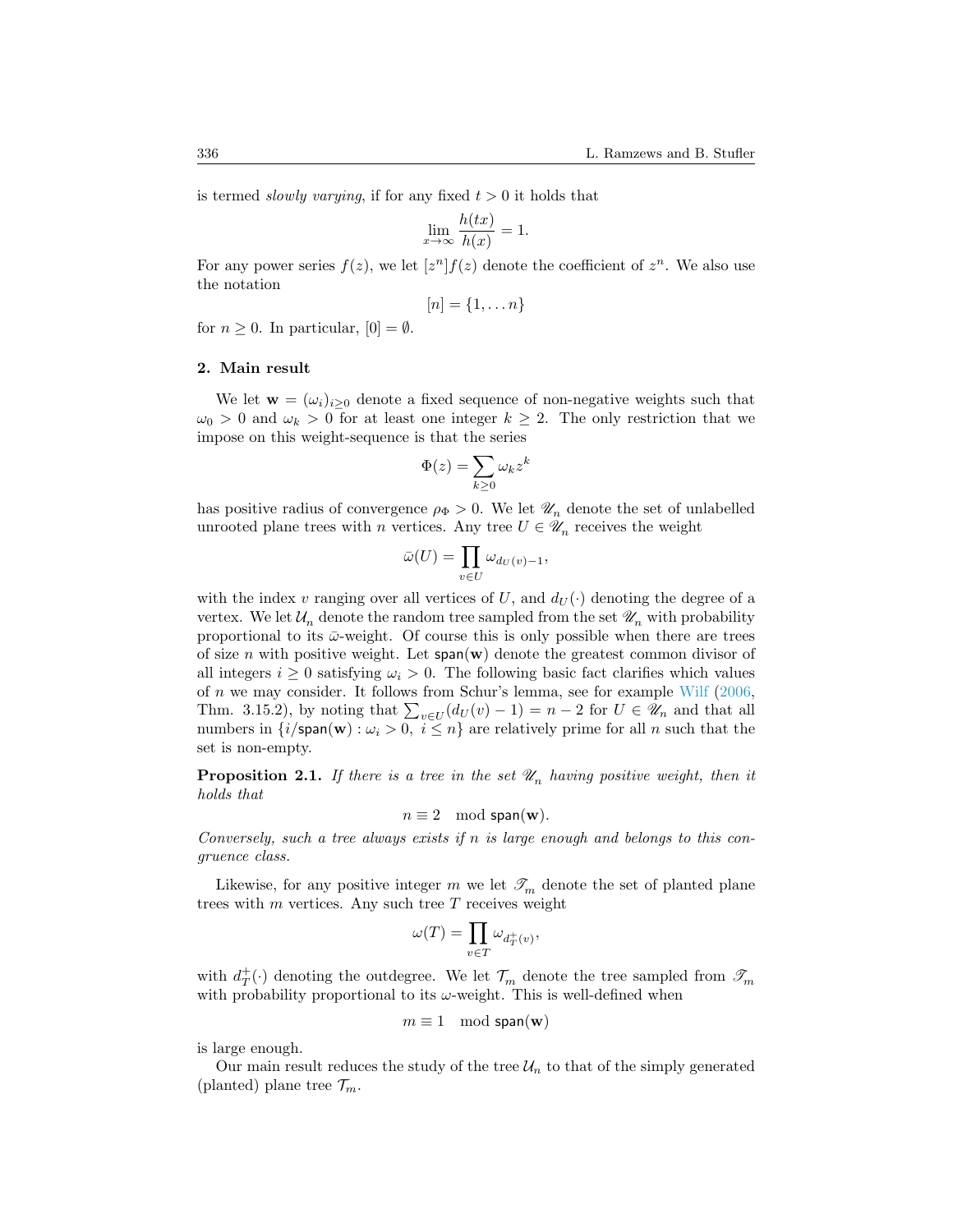is termed *slowly varying*, if for any fixed $t > 0$ it holds that

$$\lim_{x\to\infty} \frac{h(tx)}{h(x)} = 1.$$

For any power series $f(z)$, we let $[z^n]f(z)$ denote the coefficient of $z^n$. We also use the notation

$$[n] = \{1, \dots n\}$$

for $n \geq 0$. In particular, $[0] = \emptyset$.

## 2. Main result

We let $\mathbf{w} = (\omega_i)_{i\geq 0}$ denote a fixed sequence of non-negative weights such that $\omega_0 > 0$ and $\omega_k > 0$ for at least one integer $k \geq 2$. The only restriction that we impose on this weight-sequence is that the series

$$\Phi(z) = \sum_{k\geq 0} \omega_k z^k$$

has positive radius of convergence $\rho_\Phi > 0$. We let $\mathscr{U}_n$ denote the set of unlabelled unrooted plane trees with $n$ vertices. Any tree $U \in \mathscr{U}_n$ receives the weight

$$\bar{\omega}(U) = \prod_{v\in U} \omega_{d_U(v)-1},$$

with the index $v$ ranging over all vertices of $U$, and $d_U(\cdot)$ denoting the degree of a vertex. We let $\mathcal{U}_n$ denote the random tree sampled from the set $\mathscr{U}_n$ with probability proportional to its $\bar{\omega}$-weight. Of course this is only possible when there are trees of size $n$ with positive weight. Let $\mathsf{span}(\mathbf{w})$ denote the greatest common divisor of all integers $i \geq 0$ satisfying $\omega_i > 0$. The following basic fact clarifies which values of $n$ we may consider. It follows from Schur's lemma, see for example Wilf (2006, Thm. 3.15.2), by noting that $\sum_{v\in U}(d_U(v) - 1) = n - 2$ for $U \in \mathscr{U}_n$ and that all numbers in $\{i/\mathsf{span}(\mathbf{w}) : \omega_i > 0,\ i \leq n\}$ are relatively prime for all $n$ such that the set is non-empty.

**Proposition 2.1.** *If there is a tree in the set $\mathscr{U}_n$ having positive weight, then it holds that*

$$n \equiv 2 \mod \mathsf{span}(\mathbf{w}).$$

*Conversely, such a tree always exists if $n$ is large enough and belongs to this congruence class.*

Likewise, for any positive integer $m$ we let $\mathscr{T}_m$ denote the set of planted plane trees with $m$ vertices. Any such tree $T$ receives weight

$$\omega(T) = \prod_{v\in T} \omega_{d^+_T(v)},$$

with $d^+_T(\cdot)$ denoting the outdegree. We let $\mathcal{T}_m$ denote the tree sampled from $\mathscr{T}_m$ with probability proportional to its $\omega$-weight. This is well-defined when

$$m \equiv 1 \mod \mathsf{span}(\mathbf{w})$$

is large enough.

Our main result reduces the study of the tree $\mathcal{U}_n$ to that of the simply generated (planted) plane tree $\mathcal{T}_m$.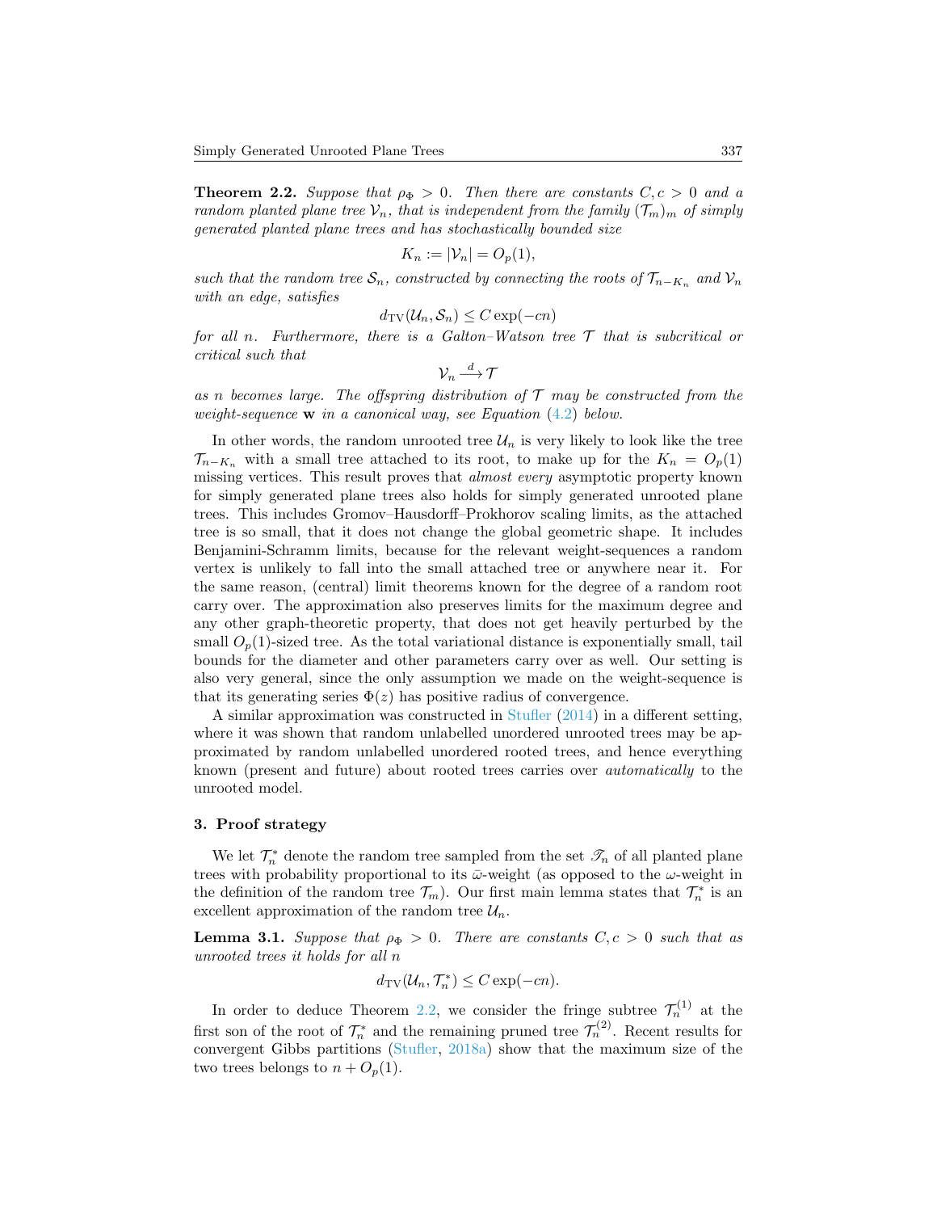**Theorem 2.2.** *Suppose that $\rho_\Phi > 0$. Then there are constants $C, c > 0$ and a random planted plane tree $\mathcal{V}_n$, that is independent from the family $(\mathcal{T}_m)_m$ of simply generated planted plane trees and has stochastically bounded size*

$$K_n := |\mathcal{V}_n| = O_p(1),$$

*such that the random tree $\mathcal{S}_n$, constructed by connecting the roots of $\mathcal{T}_{n-K_n}$ and $\mathcal{V}_n$ with an edge, satisfies*

$$d_{\mathrm{TV}}(\mathcal{U}_n, \mathcal{S}_n) \leq C \exp(-cn)$$

*for all $n$. Furthermore, there is a Galton–Watson tree $\mathcal{T}$ that is subcritical or critical such that*

$$\mathcal{V}_n \xrightarrow{d} \mathcal{T}$$

*as $n$ becomes large. The offspring distribution of $\mathcal{T}$ may be constructed from the weight-sequence $\mathbf{w}$ in a canonical way, see Equation (4.2) below.*

In other words, the random unrooted tree $\mathcal{U}_n$ is very likely to look like the tree $\mathcal{T}_{n-K_n}$ with a small tree attached to its root, to make up for the $K_n = O_p(1)$ missing vertices. This result proves that *almost every* asymptotic property known for simply generated plane trees also holds for simply generated unrooted plane trees. This includes Gromov–Hausdorff–Prokhorov scaling limits, as the attached tree is so small, that it does not change the global geometric shape. It includes Benjamini-Schramm limits, because for the relevant weight-sequences a random vertex is unlikely to fall into the small attached tree or anywhere near it. For the same reason, (central) limit theorems known for the degree of a random root carry over. The approximation also preserves limits for the maximum degree and any other graph-theoretic property, that does not get heavily perturbed by the small $O_p(1)$-sized tree. As the total variational distance is exponentially small, tail bounds for the diameter and other parameters carry over as well. Our setting is also very general, since the only assumption we made on the weight-sequence is that its generating series $\Phi(z)$ has positive radius of convergence.

A similar approximation was constructed in Stufler (2014) in a different setting, where it was shown that random unlabelled unordered unrooted trees may be approximated by random unlabelled unordered rooted trees, and hence everything known (present and future) about rooted trees carries over *automatically* to the unrooted model.

## 3. Proof strategy

We let $\mathcal{T}_n^*$ denote the random tree sampled from the set $\mathscr{T}_n$ of all planted plane trees with probability proportional to its $\bar{\omega}$-weight (as opposed to the $\omega$-weight in the definition of the random tree $\mathcal{T}_m$). Our first main lemma states that $\mathcal{T}_n^*$ is an excellent approximation of the random tree $\mathcal{U}_n$.

**Lemma 3.1.** *Suppose that $\rho_\Phi > 0$. There are constants $C, c > 0$ such that as unrooted trees it holds for all $n$*

$$d_{\mathrm{TV}}(\mathcal{U}_n, \mathcal{T}_n^*) \leq C \exp(-cn).$$

In order to deduce Theorem 2.2, we consider the fringe subtree $\mathcal{T}_n^{(1)}$ at the first son of the root of $\mathcal{T}_n^*$ and the remaining pruned tree $\mathcal{T}_n^{(2)}$. Recent results for convergent Gibbs partitions (Stufler, 2018a) show that the maximum size of the two trees belongs to $n + O_p(1)$.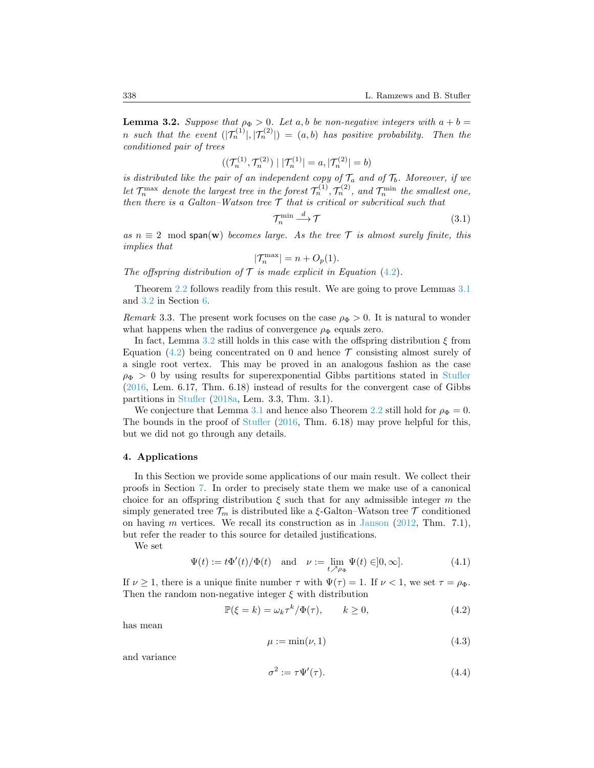**Lemma 3.2.** *Suppose that $\rho_\Phi > 0$. Let $a, b$ be non-negative integers with $a + b = n$ such that the event $(|\mathcal{T}_n^{(1)}|, |\mathcal{T}_n^{(2)}|) = (a, b)$ has positive probability. Then the conditioned pair of trees*

$$((\mathcal{T}_n^{(1)}, \mathcal{T}_n^{(2)}) \mid |\mathcal{T}_n^{(1)}| = a, |\mathcal{T}_n^{(2)}| = b)$$

*is distributed like the pair of an independent copy of $\mathcal{T}_a$ and of $\mathcal{T}_b$. Moreover, if we let $\mathcal{T}_n^{\max}$ denote the largest tree in the forest $\mathcal{T}_n^{(1)}, \mathcal{T}_n^{(2)}$, and $\mathcal{T}_n^{\min}$ the smallest one, then there is a Galton–Watson tree $\mathcal{T}$ that is critical or subcritical such that*

$$\mathcal{T}_n^{\min} \xrightarrow{d} \mathcal{T} \tag{3.1}$$

*as $n \equiv 2 \mod \mathsf{span}(\mathbf{w})$ becomes large. As the tree $\mathcal{T}$ is almost surely finite, this implies that*

$$|\mathcal{T}_n^{\max}| = n + O_p(1).$$

*The offspring distribution of $\mathcal{T}$ is made explicit in Equation (4.2).*

Theorem 2.2 follows readily from this result. We are going to prove Lemmas 3.1 and 3.2 in Section 6.

*Remark* 3.3. The present work focuses on the case $\rho_\Phi > 0$. It is natural to wonder what happens when the radius of convergence $\rho_\Phi$ equals zero.

In fact, Lemma 3.2 still holds in this case with the offspring distribution $\xi$ from Equation (4.2) being concentrated on 0 and hence $\mathcal{T}$ consisting almost surely of a single root vertex. This may be proved in an analogous fashion as the case $\rho_\Phi > 0$ by using results for superexponential Gibbs partitions stated in Stufler (2016, Lem. 6.17, Thm. 6.18) instead of results for the convergent case of Gibbs partitions in Stufler (2018a, Lem. 3.3, Thm. 3.1).

We conjecture that Lemma 3.1 and hence also Theorem 2.2 still hold for $\rho_\Phi = 0$. The bounds in the proof of Stufler (2016, Thm. 6.18) may prove helpful for this, but we did not go through any details.

## 4. Applications

In this Section we provide some applications of our main result. We collect their proofs in Section 7. In order to precisely state them we make use of a canonical choice for an offspring distribution $\xi$ such that for any admissible integer $m$ the simply generated tree $\mathcal{T}_m$ is distributed like a $\xi$-Galton–Watson tree $\mathcal{T}$ conditioned on having $m$ vertices. We recall its construction as in Janson (2012, Thm. 7.1), but refer the reader to this source for detailed justifications.

We set

$$\Psi(t) := t\Phi'(t)/\Phi(t) \quad \text{and} \quad \nu := \lim_{t \nearrow \rho_\Phi} \Psi(t) \in ]0, \infty]. \tag{4.1}$$

If $\nu \geq 1$, there is a unique finite number $\tau$ with $\Psi(\tau) = 1$. If $\nu < 1$, we set $\tau = \rho_\Phi$. Then the random non-negative integer $\xi$ with distribution

$$\mathbb{P}(\xi = k) = \omega_k \tau^k / \Phi(\tau), \qquad k \geq 0, \tag{4.2}$$

has mean

$$\mu := \min(\nu, 1) \tag{4.3}$$

and variance

$$\sigma^2 := \tau \Psi'(\tau). \tag{4.4}$$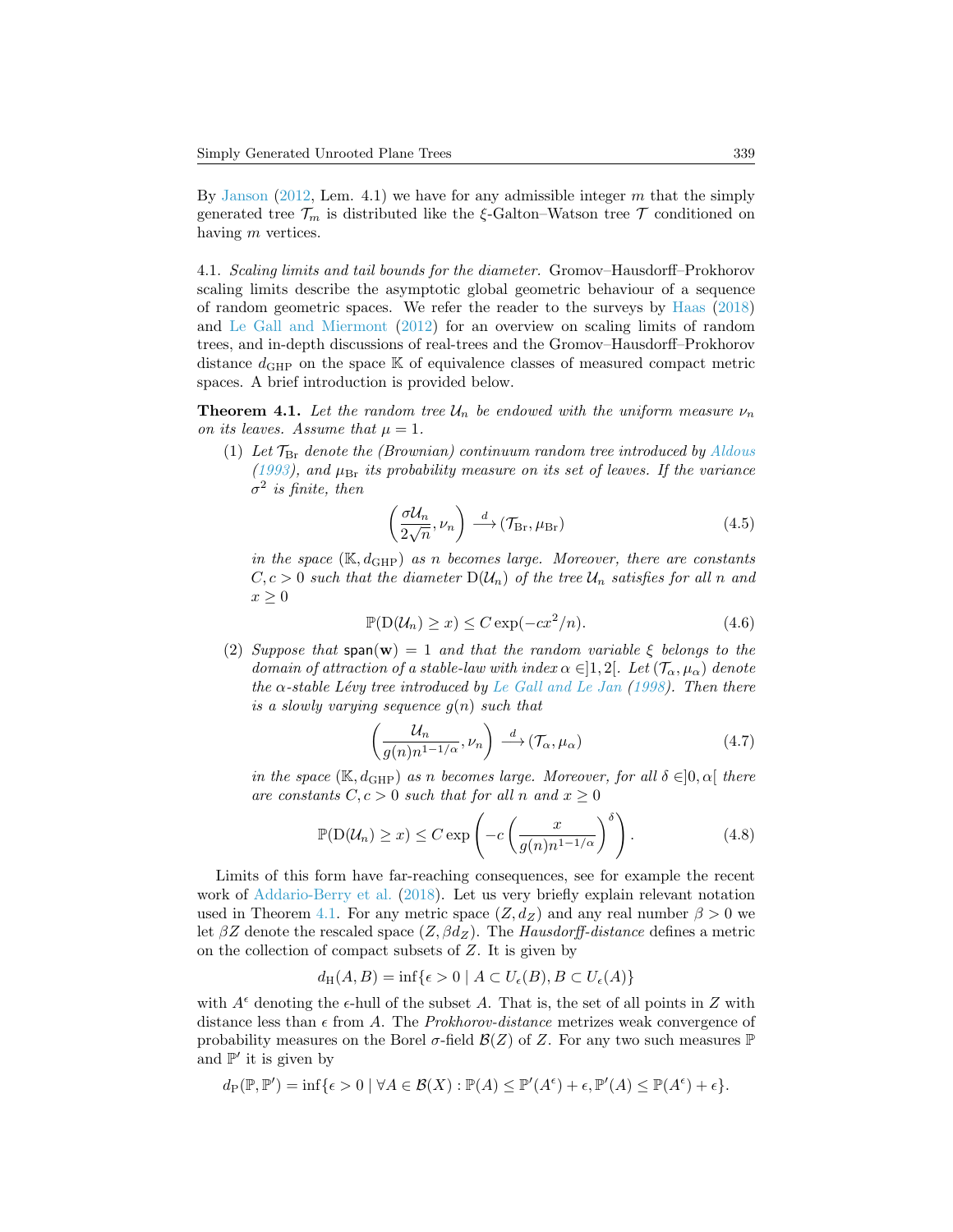By Janson (2012, Lem. 4.1) we have for any admissible integer $m$ that the simply generated tree $\mathcal{T}_m$ is distributed like the $\xi$-Galton–Watson tree $\mathcal{T}$ conditioned on having $m$ vertices.

4.1. *Scaling limits and tail bounds for the diameter.* Gromov–Hausdorff–Prokhorov scaling limits describe the asymptotic global geometric behaviour of a sequence of random geometric spaces. We refer the reader to the surveys by Haas (2018) and Le Gall and Miermont (2012) for an overview on scaling limits of random trees, and in-depth discussions of real-trees and the Gromov–Hausdorff–Prokhorov distance $d_{\mathrm{GHP}}$ on the space $\mathbb{K}$ of equivalence classes of measured compact metric spaces. A brief introduction is provided below.

**Theorem 4.1.** *Let the random tree $\mathcal{U}_n$ be endowed with the uniform measure $\nu_n$ on its leaves. Assume that $\mu = 1$.*

(1) *Let $\mathcal{T}_{\mathrm{Br}}$ denote the (Brownian) continuum random tree introduced by Aldous (1993), and $\mu_{\mathrm{Br}}$ its probability measure on its set of leaves. If the variance $\sigma^2$ is finite, then*

$$\left(\frac{\sigma \mathcal{U}_n}{2\sqrt{n}}, \nu_n\right) \xrightarrow{d} (\mathcal{T}_{\mathrm{Br}}, \mu_{\mathrm{Br}}) \tag{4.5}$$

*in the space $(\mathbb{K}, d_{\mathrm{GHP}})$ as $n$ becomes large. Moreover, there are constants $C, c > 0$ such that the diameter $\mathrm{D}(\mathcal{U}_n)$ of the tree $\mathcal{U}_n$ satisfies for all $n$ and $x \geq 0$*

$$\mathbb{P}(\mathrm{D}(\mathcal{U}_n) \geq x) \leq C \exp(-cx^2/n). \tag{4.6}$$

(2) *Suppose that $\mathsf{span}(\mathbf{w}) = 1$ and that the random variable $\xi$ belongs to the domain of attraction of a stable-law with index $\alpha \in ]1, 2[$. Let $(\mathcal{T}_\alpha, \mu_\alpha)$ denote the $\alpha$-stable Lévy tree introduced by Le Gall and Le Jan (1998). Then there is a slowly varying sequence $g(n)$ such that*

$$\left(\frac{\mathcal{U}_n}{g(n) n^{1-1/\alpha}}, \nu_n\right) \xrightarrow{d} (\mathcal{T}_\alpha, \mu_\alpha) \tag{4.7}$$

*in the space $(\mathbb{K}, d_{\mathrm{GHP}})$ as $n$ becomes large. Moreover, for all $\delta \in ]0, \alpha[$ there are constants $C, c > 0$ such that for all $n$ and $x \geq 0$*

$$\mathbb{P}(\mathrm{D}(\mathcal{U}_n) \geq x) \leq C \exp\left(-c\left(\frac{x}{g(n) n^{1-1/\alpha}}\right)^\delta\right). \tag{4.8}$$

Limits of this form have far-reaching consequences, see for example the recent work of Addario-Berry et al. (2018). Let us very briefly explain relevant notation used in Theorem 4.1. For any metric space $(Z, d_Z)$ and any real number $\beta > 0$ we let $\beta Z$ denote the rescaled space $(Z, \beta d_Z)$. The *Hausdorff-distance* defines a metric on the collection of compact subsets of $Z$. It is given by

$$d_{\mathrm{H}}(A, B) = \inf\{\epsilon > 0 \mid A \subset U_\epsilon(B), B \subset U_\epsilon(A)\}$$

with $A^\epsilon$ denoting the $\epsilon$-hull of the subset $A$. That is, the set of all points in $Z$ with distance less than $\epsilon$ from $A$. The *Prokhorov-distance* metrizes weak convergence of probability measures on the Borel $\sigma$-field $\mathcal{B}(Z)$ of $Z$. For any two such measures $\mathbb{P}$ and $\mathbb{P}'$ it is given by

$$d_{\mathrm{P}}(\mathbb{P}, \mathbb{P}') = \inf\{\epsilon > 0 \mid \forall A \in \mathcal{B}(X) : \mathbb{P}(A) \leq \mathbb{P}'(A^\epsilon) + \epsilon, \mathbb{P}'(A) \leq \mathbb{P}(A^\epsilon) + \epsilon\}.$$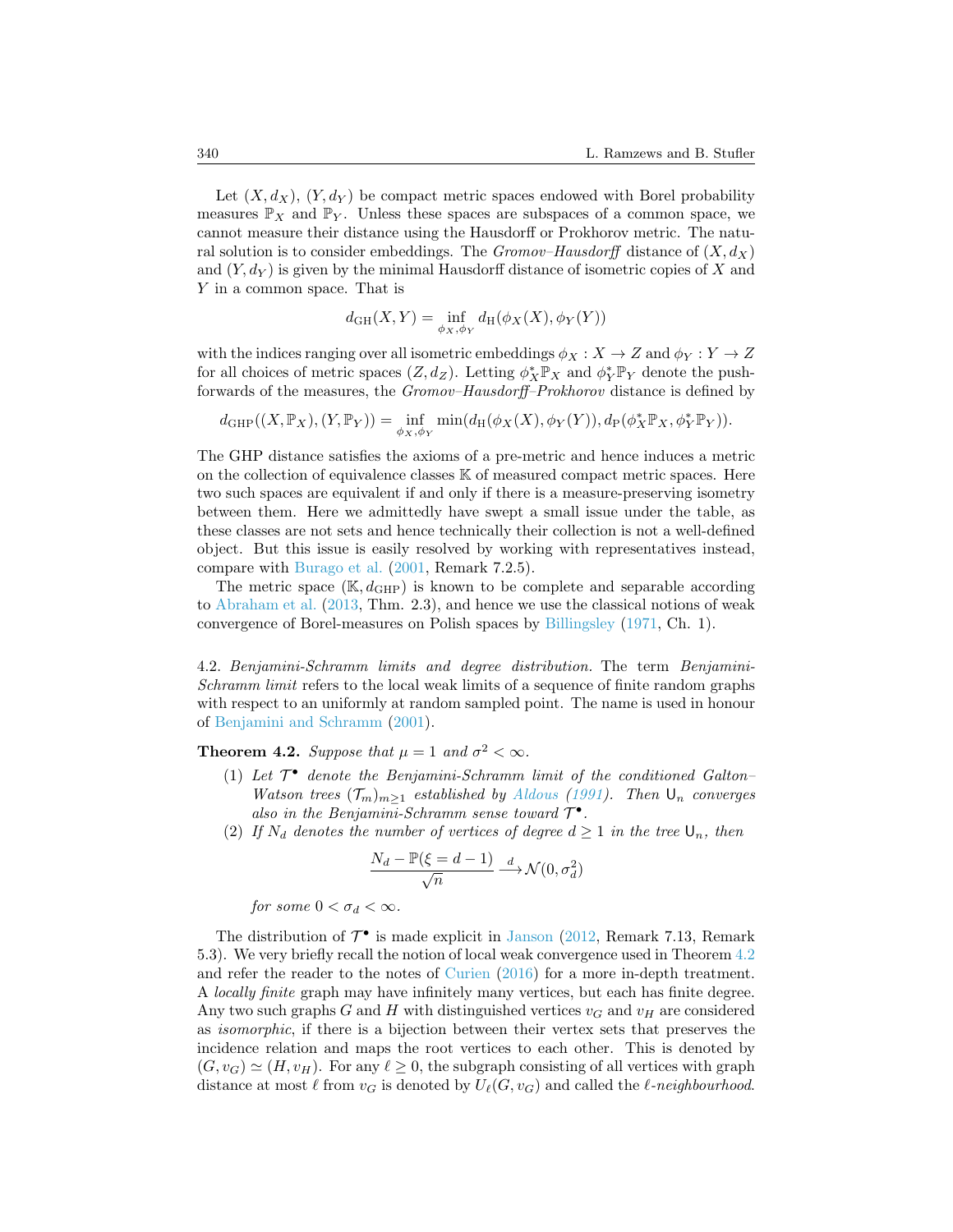Let $(X, d_X)$, $(Y, d_Y)$ be compact metric spaces endowed with Borel probability measures $\mathbb{P}_X$ and $\mathbb{P}_Y$. Unless these spaces are subspaces of a common space, we cannot measure their distance using the Hausdorff or Prokhorov metric. The natural solution is to consider embeddings. The *Gromov–Hausdorff* distance of $(X, d_X)$ and $(Y, d_Y)$ is given by the minimal Hausdorff distance of isometric copies of $X$ and $Y$ in a common space. That is

$$d_{\mathrm{GH}}(X, Y) = \inf_{\phi_X, \phi_Y} d_{\mathrm{H}}(\phi_X(X), \phi_Y(Y))$$

with the indices ranging over all isometric embeddings $\phi_X : X \to Z$ and $\phi_Y : Y \to Z$ for all choices of metric spaces $(Z, d_Z)$. Letting $\phi_X^* \mathbb{P}_X$ and $\phi_Y^* \mathbb{P}_Y$ denote the push-forwards of the measures, the *Gromov–Hausdorff–Prokhorov* distance is defined by

$$d_{\mathrm{GHP}}((X, \mathbb{P}_X), (Y, \mathbb{P}_Y)) = \inf_{\phi_X, \phi_Y} \min(d_{\mathrm{H}}(\phi_X(X), \phi_Y(Y)), d_{\mathrm{P}}(\phi_X^* \mathbb{P}_X, \phi_Y^* \mathbb{P}_Y)).$$

The GHP distance satisfies the axioms of a pre-metric and hence induces a metric on the collection of equivalence classes $\mathbb{K}$ of measured compact metric spaces. Here two such spaces are equivalent if and only if there is a measure-preserving isometry between them. Here we admittedly have swept a small issue under the table, as these classes are not sets and hence technically their collection is not a well-defined object. But this issue is easily resolved by working with representatives instead, compare with Burago et al. (2001, Remark 7.2.5).

The metric space $(\mathbb{K}, d_{\mathrm{GHP}})$ is known to be complete and separable according to Abraham et al. (2013, Thm. 2.3), and hence we use the classical notions of weak convergence of Borel-measures on Polish spaces by Billingsley (1971, Ch. 1).

4.2. *Benjamini-Schramm limits and degree distribution.* The term *Benjamini-Schramm limit* refers to the local weak limits of a sequence of finite random graphs with respect to an uniformly at random sampled point. The name is used in honour of Benjamini and Schramm (2001).

**Theorem 4.2.** *Suppose that $\mu = 1$ and $\sigma^2 < \infty$.*

1. *Let $\mathcal{T}^\bullet$ denote the Benjamini-Schramm limit of the conditioned Galton–Watson trees $(\mathcal{T}_m)_{m \ge 1}$ established by Aldous (1991). Then $\mathsf{U}_n$ converges also in the Benjamini-Schramm sense toward $\mathcal{T}^\bullet$.*
2. *If $N_d$ denotes the number of vertices of degree $d \ge 1$ in the tree $\mathsf{U}_n$, then*

$$\frac{N_d - \mathbb{P}(\xi = d-1)}{\sqrt{n}} \xrightarrow{d} \mathcal{N}(0, \sigma_d^2)$$

*for some $0 < \sigma_d < \infty$.*

The distribution of $\mathcal{T}^\bullet$ is made explicit in Janson (2012, Remark 7.13, Remark 5.3). We very briefly recall the notion of local weak convergence used in Theorem 4.2 and refer the reader to the notes of Curien (2016) for a more in-depth treatment. A *locally finite* graph may have infinitely many vertices, but each has finite degree. Any two such graphs $G$ and $H$ with distinguished vertices $v_G$ and $v_H$ are considered as *isomorphic*, if there is a bijection between their vertex sets that preserves the incidence relation and maps the root vertices to each other. This is denoted by $(G, v_G) \simeq (H, v_H)$. For any $\ell \ge 0$, the subgraph consisting of all vertices with graph distance at most $\ell$ from $v_G$ is denoted by $U_\ell(G, v_G)$ and called the *$\ell$-neighbourhood*.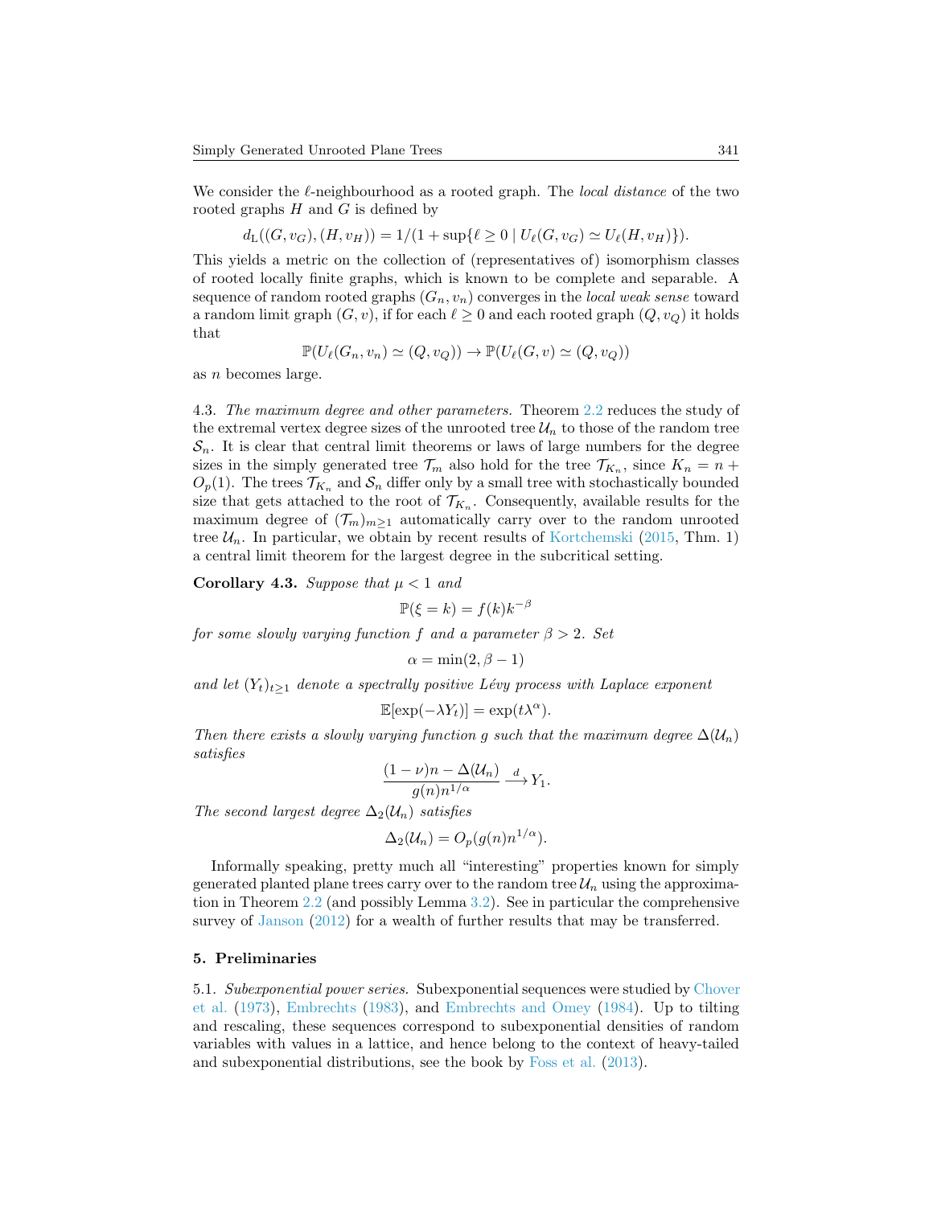We consider the $\ell$-neighbourhood as a rooted graph. The *local distance* of the two rooted graphs $H$ and $G$ is defined by

$$d_{\mathrm{L}}((G, v_G), (H, v_H)) = 1/(1 + \sup\{\ell \geq 0 \mid U_\ell(G, v_G) \simeq U_\ell(H, v_H)\}).$$

This yields a metric on the collection of (representatives of) isomorphism classes of rooted locally finite graphs, which is known to be complete and separable. A sequence of random rooted graphs $(G_n, v_n)$ converges in the *local weak sense* toward a random limit graph $(G, v)$, if for each $\ell \geq 0$ and each rooted graph $(Q, v_Q)$ it holds that

$$\mathbb{P}(U_\ell(G_n, v_n) \simeq (Q, v_Q)) \to \mathbb{P}(U_\ell(G, v) \simeq (Q, v_Q))$$

as $n$ becomes large.

4.3. *The maximum degree and other parameters.* Theorem 2.2 reduces the study of the extremal vertex degree sizes of the unrooted tree $\mathcal{U}_n$ to those of the random tree $\mathcal{S}_n$. It is clear that central limit theorems or laws of large numbers for the degree sizes in the simply generated tree $\mathcal{T}_m$ also hold for the tree $\mathcal{T}_{K_n}$, since $K_n = n + O_p(1)$. The trees $\mathcal{T}_{K_n}$ and $\mathcal{S}_n$ differ only by a small tree with stochastically bounded size that gets attached to the root of $\mathcal{T}_{K_n}$. Consequently, available results for the maximum degree of $(\mathcal{T}_m)_{m \geq 1}$ automatically carry over to the random unrooted tree $\mathcal{U}_n$. In particular, we obtain by recent results of Kortchemski (2015, Thm. 1) a central limit theorem for the largest degree in the subcritical setting.

**Corollary 4.3.** *Suppose that $\mu < 1$ and*

$$\mathbb{P}(\xi = k) = f(k)k^{-\beta}$$

*for some slowly varying function $f$ and a parameter $\beta > 2$. Set*

$$\alpha = \min(2, \beta - 1)$$

*and let $(Y_t)_{t \geq 1}$ denote a spectrally positive Lévy process with Laplace exponent*

$$\mathbb{E}[\exp(-\lambda Y_t)] = \exp(t\lambda^\alpha).$$

*Then there exists a slowly varying function $g$ such that the maximum degree $\Delta(\mathcal{U}_n)$ satisfies*

$$\frac{(1 - \nu)n - \Delta(\mathcal{U}_n)}{g(n)n^{1/\alpha}} \xrightarrow{d} Y_1.$$

*The second largest degree $\Delta_2(\mathcal{U}_n)$ satisfies*

$$\Delta_2(\mathcal{U}_n) = O_p(g(n)n^{1/\alpha}).$$

Informally speaking, pretty much all "interesting" properties known for simply generated planted plane trees carry over to the random tree $\mathcal{U}_n$ using the approximation in Theorem 2.2 (and possibly Lemma 3.2). See in particular the comprehensive survey of Janson (2012) for a wealth of further results that may be transferred.

## 5. Preliminaries

5.1. *Subexponential power series.* Subexponential sequences were studied by Chover et al. (1973), Embrechts (1983), and Embrechts and Omey (1984). Up to tilting and rescaling, these sequences correspond to subexponential densities of random variables with values in a lattice, and hence belong to the context of heavy-tailed and subexponential distributions, see the book by Foss et al. (2013).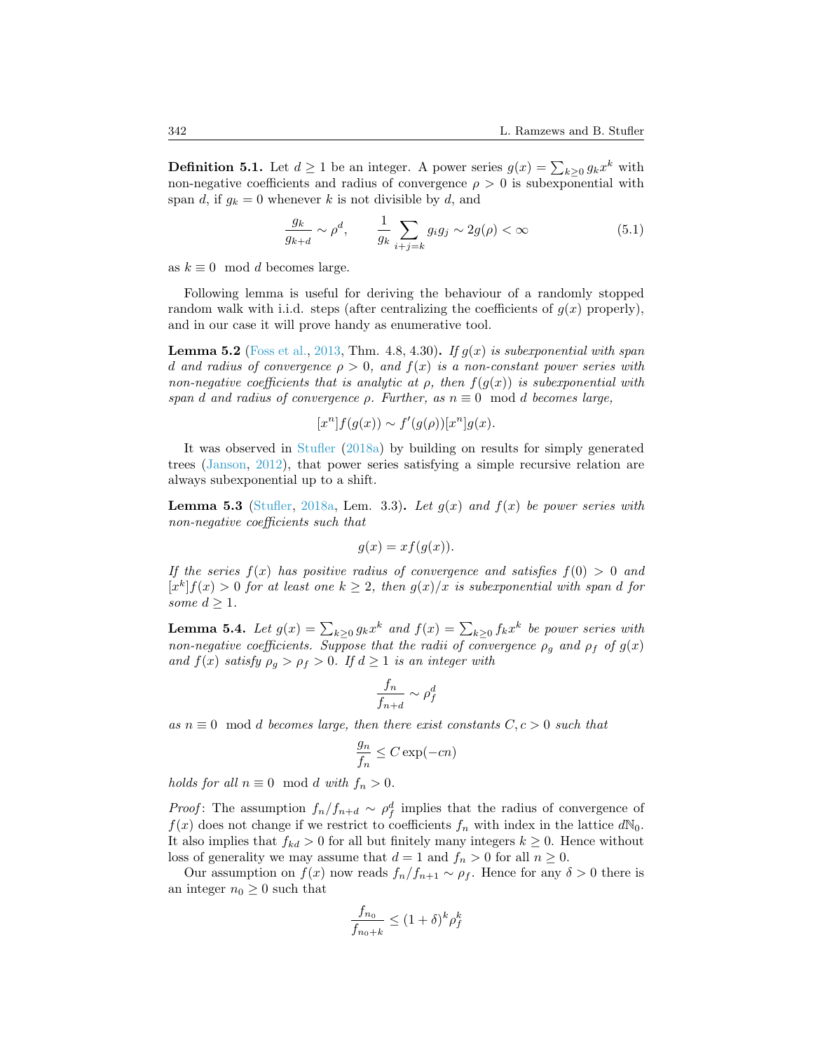**Definition 5.1.** Let $d \geq 1$ be an integer. A power series $g(x) = \sum_{k \geq 0} g_k x^k$ with non-negative coefficients and radius of convergence $\rho > 0$ is subexponential with span $d$, if $g_k = 0$ whenever $k$ is not divisible by $d$, and

$$\frac{g_k}{g_{k+d}} \sim \rho^d, \qquad \frac{1}{g_k} \sum_{i+j=k} g_i g_j \sim 2g(\rho) < \infty \tag{5.1}$$

as $k \equiv 0 \mod d$ becomes large.

Following lemma is useful for deriving the behaviour of a randomly stopped random walk with i.i.d. steps (after centralizing the coefficients of $g(x)$ properly), and in our case it will prove handy as enumerative tool.

**Lemma 5.2** (Foss et al., 2013, Thm. 4.8, 4.30)**.** *If $g(x)$ is subexponential with span $d$ and radius of convergence $\rho > 0$, and $f(x)$ is a non-constant power series with non-negative coefficients that is analytic at $\rho$, then $f(g(x))$ is subexponential with span $d$ and radius of convergence $\rho$. Further, as $n \equiv 0 \mod d$ becomes large,*

$$[x^n]f(g(x)) \sim f'(g(\rho))[x^n]g(x).$$

It was observed in Stufler (2018a) by building on results for simply generated trees (Janson, 2012), that power series satisfying a simple recursive relation are always subexponential up to a shift.

**Lemma 5.3** (Stufler, 2018a, Lem. 3.3)**.** *Let $g(x)$ and $f(x)$ be power series with non-negative coefficients such that*

$$g(x) = xf(g(x)).$$

*If the series $f(x)$ has positive radius of convergence and satisfies $f(0) > 0$ and $[x^k]f(x) > 0$ for at least one $k \geq 2$, then $g(x)/x$ is subexponential with span $d$ for some $d \geq 1$.*

**Lemma 5.4.** *Let $g(x) = \sum_{k \geq 0} g_k x^k$ and $f(x) = \sum_{k \geq 0} f_k x^k$ be power series with non-negative coefficients. Suppose that the radii of convergence $\rho_g$ and $\rho_f$ of $g(x)$ and $f(x)$ satisfy $\rho_g > \rho_f > 0$. If $d \geq 1$ is an integer with*

$$\frac{f_n}{f_{n+d}} \sim \rho_f^d$$

*as $n \equiv 0 \mod d$ becomes large, then there exist constants $C, c > 0$ such that*

$$\frac{g_n}{f_n} \leq C \exp(-cn)$$

*holds for all $n \equiv 0 \mod d$ with $f_n > 0$.*

*Proof*: The assumption $f_n/f_{n+d} \sim \rho_f^d$ implies that the radius of convergence of $f(x)$ does not change if we restrict to coefficients $f_n$ with index in the lattice $d\mathbb{N}_0$. It also implies that $f_{kd} > 0$ for all but finitely many integers $k \geq 0$. Hence without loss of generality we may assume that $d = 1$ and $f_n > 0$ for all $n \geq 0$.

Our assumption on $f(x)$ now reads $f_n/f_{n+1} \sim \rho_f$. Hence for any $\delta > 0$ there is an integer $n_0 \geq 0$ such that

$$\frac{f_{n_0}}{f_{n_0+k}} \leq (1+\delta)^k \rho_f^k$$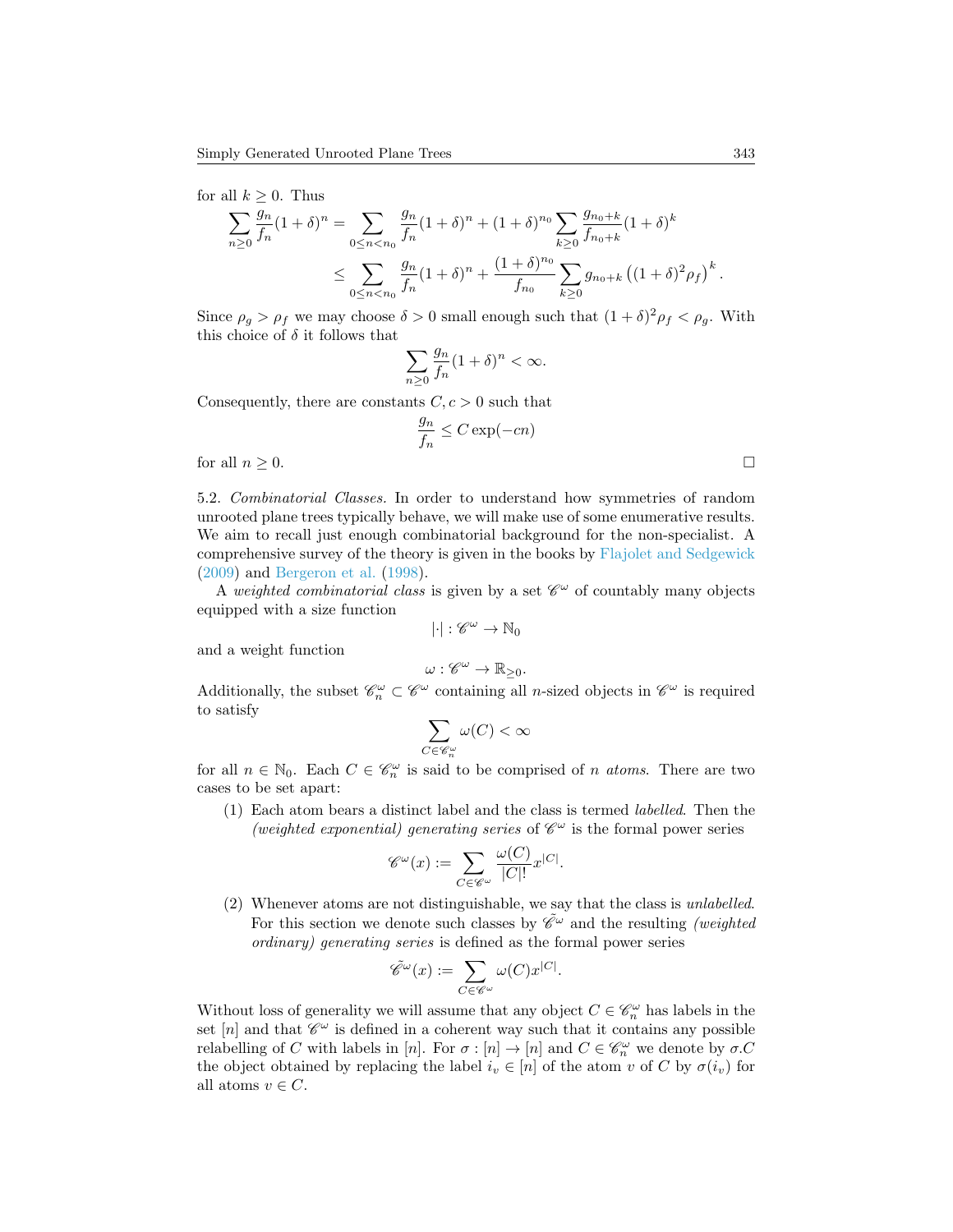for all $k \geq 0$. Thus

$$
\begin{aligned}
\sum_{n\geq 0} \frac{g_n}{f_n}(1+\delta)^n &= \sum_{0\leq n<n_0} \frac{g_n}{f_n}(1+\delta)^n + (1+\delta)^{n_0} \sum_{k\geq 0} \frac{g_{n_0+k}}{f_{n_0+k}}(1+\delta)^k \\
&\leq \sum_{0\leq n<n_0} \frac{g_n}{f_n}(1+\delta)^n + \frac{(1+\delta)^{n_0}}{f_{n_0}} \sum_{k\geq 0} g_{n_0+k}\left((1+\delta)^2\rho_f\right)^k.
\end{aligned}
$$

Since $\rho_g > \rho_f$ we may choose $\delta > 0$ small enough such that $(1+\delta)^2\rho_f < \rho_g$. With this choice of $\delta$ it follows that

$$
\sum_{n\geq 0} \frac{g_n}{f_n}(1+\delta)^n < \infty.
$$

Consequently, there are constants $C, c > 0$ such that

$$
\frac{g_n}{f_n} \leq C\exp(-cn)
$$

for all $n \geq 0$. □

5.2. *Combinatorial Classes.* In order to understand how symmetries of random unrooted plane trees typically behave, we will make use of some enumerative results. We aim to recall just enough combinatorial background for the non-specialist. A comprehensive survey of the theory is given in the books by Flajolet and Sedgewick (2009) and Bergeron et al. (1998).

A *weighted combinatorial class* is given by a set $\mathscr{C}^\omega$ of countably many objects equipped with a size function

$$
|\cdot| : \mathscr{C}^\omega \to \mathbb{N}_0
$$

and a weight function

$$
\omega : \mathscr{C}^\omega \to \mathbb{R}_{\geq 0}.
$$

Additionally, the subset $\mathscr{C}^\omega_n \subset \mathscr{C}^\omega$ containing all $n$-sized objects in $\mathscr{C}^\omega$ is required to satisfy

$$
\sum_{C\in\mathscr{C}^\omega_n} \omega(C) < \infty
$$

for all $n \in \mathbb{N}_0$. Each $C \in \mathscr{C}^\omega_n$ is said to be comprised of $n$ *atoms*. There are two cases to be set apart:

1. Each atom bears a distinct label and the class is termed *labelled*. Then the *(weighted exponential) generating series* of $\mathscr{C}^\omega$ is the formal power series

$$
\mathscr{C}^\omega(x) := \sum_{C\in\mathscr{C}^\omega} \frac{\omega(C)}{|C|!} x^{|C|}.
$$

2. Whenever atoms are not distinguishable, we say that the class is *unlabelled*. For this section we denote such classes by $\tilde{\mathscr{C}}^\omega$ and the resulting *(weighted ordinary) generating series* is defined as the formal power series

$$
\tilde{\mathscr{C}}^\omega(x) := \sum_{C\in\mathscr{C}^\omega} \omega(C) x^{|C|}.
$$

Without loss of generality we will assume that any object $C \in \mathscr{C}^\omega_n$ has labels in the set $[n]$ and that $\mathscr{C}^\omega$ is defined in a coherent way such that it contains any possible relabelling of $C$ with labels in $[n]$. For $\sigma : [n] \to [n]$ and $C \in \mathscr{C}^\omega_n$ we denote by $\sigma.C$ the object obtained by replacing the label $i_v \in [n]$ of the atom $v$ of $C$ by $\sigma(i_v)$ for all atoms $v \in C$.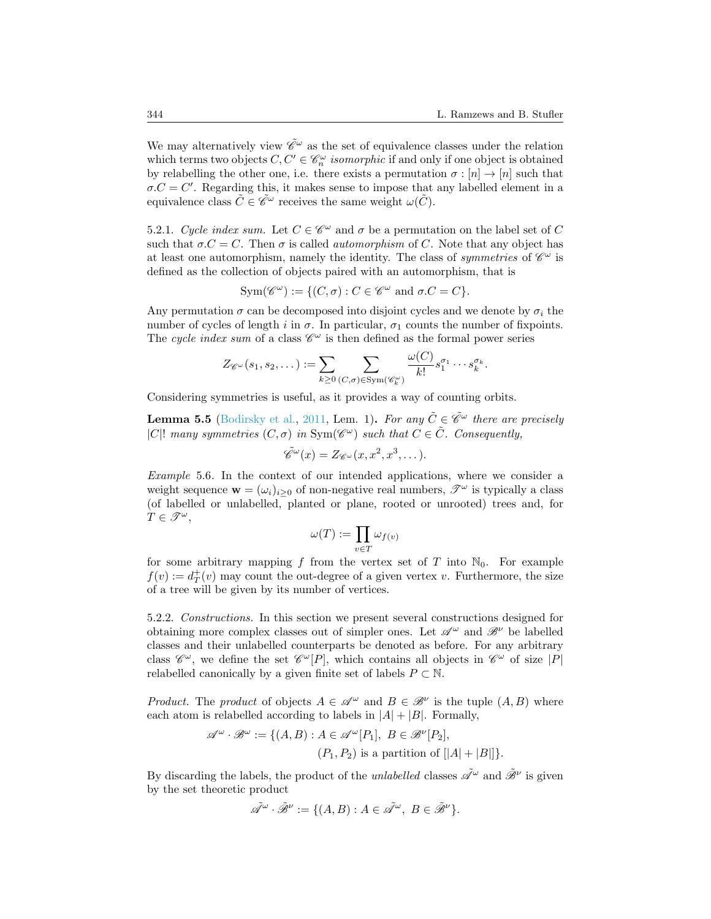We may alternatively view $\tilde{\mathscr{C}}^\omega$ as the set of equivalence classes under the relation which terms two objects $C, C' \in \mathscr{C}_n^\omega$ *isomorphic* if and only if one object is obtained by relabelling the other one, i.e. there exists a permutation $\sigma : [n] \to [n]$ such that $\sigma.C = C'$. Regarding this, it makes sense to impose that any labelled element in a equivalence class $\tilde{C} \in \tilde{\mathscr{C}}^\omega$ receives the same weight $\omega(\tilde{C})$.

5.2.1. *Cycle index sum.* Let $C \in \mathscr{C}^\omega$ and $\sigma$ be a permutation on the label set of $C$ such that $\sigma.C = C$. Then $\sigma$ is called *automorphism* of $C$. Note that any object has at least one automorphism, namely the identity. The class of *symmetries* of $\mathscr{C}^\omega$ is defined as the collection of objects paired with an automorphism, that is

$$\mathrm{Sym}(\mathscr{C}^\omega) := \{(C, \sigma) : C \in \mathscr{C}^\omega \text{ and } \sigma.C = C\}.$$

Any permutation $\sigma$ can be decomposed into disjoint cycles and we denote by $\sigma_i$ the number of cycles of length $i$ in $\sigma$. In particular, $\sigma_1$ counts the number of fixpoints. The *cycle index sum* of a class $\mathscr{C}^\omega$ is then defined as the formal power series

$$Z_{\mathscr{C}^\omega}(s_1, s_2, \dots) := \sum_{k \geq 0} \sum_{(C,\sigma) \in \mathrm{Sym}(\mathscr{C}_k^\omega)} \frac{\omega(C)}{k!} s_1^{\sigma_1} \cdots s_k^{\sigma_k}.$$

Considering symmetries is useful, as it provides a way of counting orbits.

**Lemma 5.5** (Bodirsky et al., 2011, Lem. 1)**.** *For any $\tilde{C} \in \tilde{\mathscr{C}}^\omega$ there are precisely $|C|!$ many symmetries $(C, \sigma)$ in $\mathrm{Sym}(\mathscr{C}^\omega)$ such that $C \in \tilde{C}$. Consequently,*

$$\tilde{\mathscr{C}}^\omega(x) = Z_{\mathscr{C}^\omega}(x, x^2, x^3, \dots).$$

*Example* 5.6. In the context of our intended applications, where we consider a weight sequence $\mathbf{w} = (\omega_i)_{i \geq 0}$ of non-negative real numbers, $\mathscr{T}^\omega$ is typically a class (of labelled or unlabelled, planted or plane, rooted or unrooted) trees and, for $T \in \mathscr{T}^\omega$,

$$\omega(T) := \prod_{v \in T} \omega_{f(v)}$$

for some arbitrary mapping $f$ from the vertex set of $T$ into $\mathbb{N}_0$. For example $f(v) := d_T^+(v)$ may count the out-degree of a given vertex $v$. Furthermore, the size of a tree will be given by its number of vertices.

5.2.2. *Constructions.* In this section we present several constructions designed for obtaining more complex classes out of simpler ones. Let $\mathscr{A}^\omega$ and $\mathscr{B}^\nu$ be labelled classes and their unlabelled counterparts be denoted as before. For any arbitrary class $\mathscr{C}^\omega$, we define the set $\mathscr{C}^\omega[P]$, which contains all objects in $\mathscr{C}^\omega$ of size $|P|$ relabelled canonically by a given finite set of labels $P \subset \mathbb{N}$.

*Product.* The *product* of objects $A \in \mathscr{A}^\omega$ and $B \in \mathscr{B}^\nu$ is the tuple $(A, B)$ where each atom is relabelled according to labels in $|A| + |B|$. Formally,

$$\begin{aligned}\mathscr{A}^\omega \cdot \mathscr{B}^\omega := \{(A, B) : A \in \mathscr{A}^\omega[P_1],\ B \in \mathscr{B}^\nu[P_2],\\ (P_1, P_2) \text{ is a partition of } [|A| + |B|]\}.\end{aligned}$$

By discarding the labels, the product of the *unlabelled* classes $\tilde{\mathscr{A}}^\omega$ and $\tilde{\mathscr{B}}^\nu$ is given by the set theoretic product

$$\tilde{\mathscr{A}}^\omega \cdot \tilde{\mathscr{B}}^\nu := \{(A, B) : A \in \tilde{\mathscr{A}}^\omega,\ B \in \tilde{\mathscr{B}}^\nu\}.$$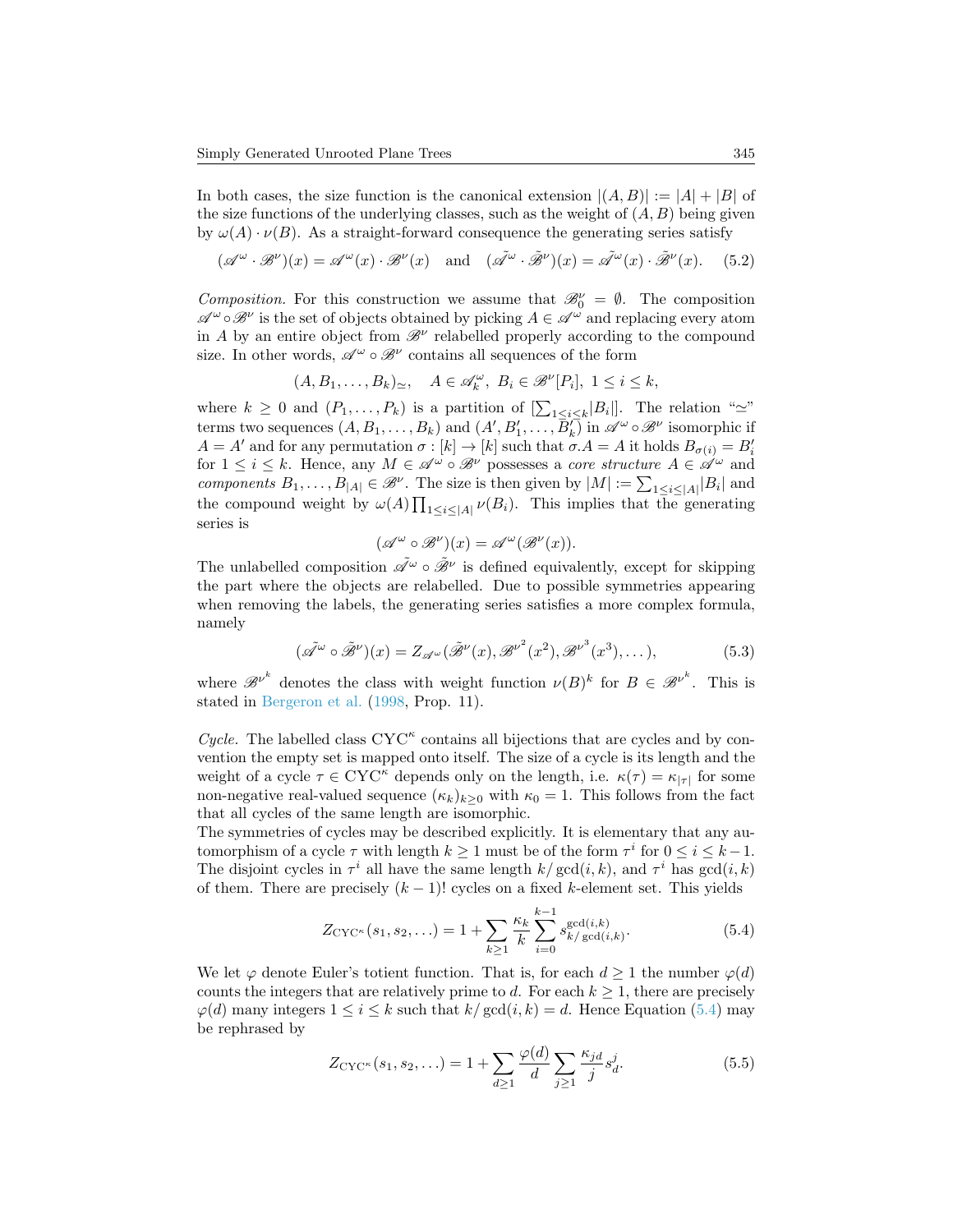In both cases, the size function is the canonical extension $|(A, B)| := |A| + |B|$ of the size functions of the underlying classes, such as the weight of $(A, B)$ being given by $\omega(A) \cdot \nu(B)$. As a straight-forward consequence the generating series satisfy

$$(\mathscr{A}^\omega \cdot \mathscr{B}^\nu)(x) = \mathscr{A}^\omega(x) \cdot \mathscr{B}^\nu(x) \quad \text{and} \quad (\tilde{\mathscr{A}}^\omega \cdot \tilde{\mathscr{B}}^\nu)(x) = \tilde{\mathscr{A}}^\omega(x) \cdot \tilde{\mathscr{B}}^\nu(x). \tag{5.2}$$

*Composition.* For this construction we assume that $\mathscr{B}_0^\nu = \emptyset$. The composition $\mathscr{A}^\omega \circ \mathscr{B}^\nu$ is the set of objects obtained by picking $A \in \mathscr{A}^\omega$ and replacing every atom in $A$ by an entire object from $\mathscr{B}^\nu$ relabelled properly according to the compound size. In other words, $\mathscr{A}^\omega \circ \mathscr{B}^\nu$ contains all sequences of the form

$$(A, B_1, \ldots, B_k)_{\simeq}, \quad A \in \mathscr{A}_k^\omega,\ B_i \in \mathscr{B}^\nu[P_i],\ 1 \le i \le k,$$

where $k \ge 0$ and $(P_1, \ldots, P_k)$ is a partition of $[\sum_{1 \le i \le k} |B_i|]$. The relation "$\simeq$" terms two sequences $(A, B_1, \ldots, B_k)$ and $(A', B_1', \ldots, B_k')$ in $\mathscr{A}^\omega \circ \mathscr{B}^\nu$ isomorphic if $A = A'$ and for any permutation $\sigma : [k] \to [k]$ such that $\sigma.A = A$ it holds $B_{\sigma(i)} = B_i'$ for $1 \le i \le k$. Hence, any $M \in \mathscr{A}^\omega \circ \mathscr{B}^\nu$ possesses a *core structure* $A \in \mathscr{A}^\omega$ and *components* $B_1, \ldots, B_{|A|} \in \mathscr{B}^\nu$. The size is then given by $|M| := \sum_{1 \le i \le |A|} |B_i|$ and the compound weight by $\omega(A) \prod_{1 \le i \le |A|} \nu(B_i)$. This implies that the generating series is

$$(\mathscr{A}^\omega \circ \mathscr{B}^\nu)(x) = \mathscr{A}^\omega(\mathscr{B}^\nu(x)).$$

The unlabelled composition $\tilde{\mathscr{A}}^\omega \circ \tilde{\mathscr{B}}^\nu$ is defined equivalently, except for skipping the part where the objects are relabelled. Due to possible symmetries appearing when removing the labels, the generating series satisfies a more complex formula, namely

$$(\tilde{\mathscr{A}}^\omega \circ \tilde{\mathscr{B}}^\nu)(x) = Z_{\mathscr{A}^\omega}(\tilde{\mathscr{B}}^\nu(x), \mathscr{B}^{\nu^2}(x^2), \mathscr{B}^{\nu^3}(x^3), \ldots), \tag{5.3}$$

where $\mathscr{B}^{\nu^k}$ denotes the class with weight function $\nu(B)^k$ for $B \in \mathscr{B}^{\nu^k}$. This is stated in Bergeron et al. (1998, Prop. 11).

*Cycle.* The labelled class $\mathrm{CYC}^\kappa$ contains all bijections that are cycles and by convention the empty set is mapped onto itself. The size of a cycle is its length and the weight of a cycle $\tau \in \mathrm{CYC}^\kappa$ depends only on the length, i.e. $\kappa(\tau) = \kappa_{|\tau|}$ for some non-negative real-valued sequence $(\kappa_k)_{k \ge 0}$ with $\kappa_0 = 1$. This follows from the fact that all cycles of the same length are isomorphic.
The symmetries of cycles may be described explicitly. It is elementary that any automorphism of a cycle $\tau$ with length $k \ge 1$ must be of the form $\tau^i$ for $0 \le i \le k-1$. The disjoint cycles in $\tau^i$ all have the same length $k/\gcd(i,k)$, and $\tau^i$ has $\gcd(i,k)$ of them. There are precisely $(k-1)!$ cycles on a fixed $k$-element set. This yields

$$Z_{\mathrm{CYC}^\kappa}(s_1, s_2, \ldots) = 1 + \sum_{k \ge 1} \frac{\kappa_k}{k} \sum_{i=0}^{k-1} s_{k/\gcd(i,k)}^{\gcd(i,k)}. \tag{5.4}$$

We let $\varphi$ denote Euler's totient function. That is, for each $d \ge 1$ the number $\varphi(d)$ counts the integers that are relatively prime to $d$. For each $k \ge 1$, there are precisely $\varphi(d)$ many integers $1 \le i \le k$ such that $k/\gcd(i,k) = d$. Hence Equation (5.4) may be rephrased by

$$Z_{\mathrm{CYC}^\kappa}(s_1, s_2, \ldots) = 1 + \sum_{d \ge 1} \frac{\varphi(d)}{d} \sum_{j \ge 1} \frac{\kappa_{jd}}{j} s_d^j. \tag{5.5}$$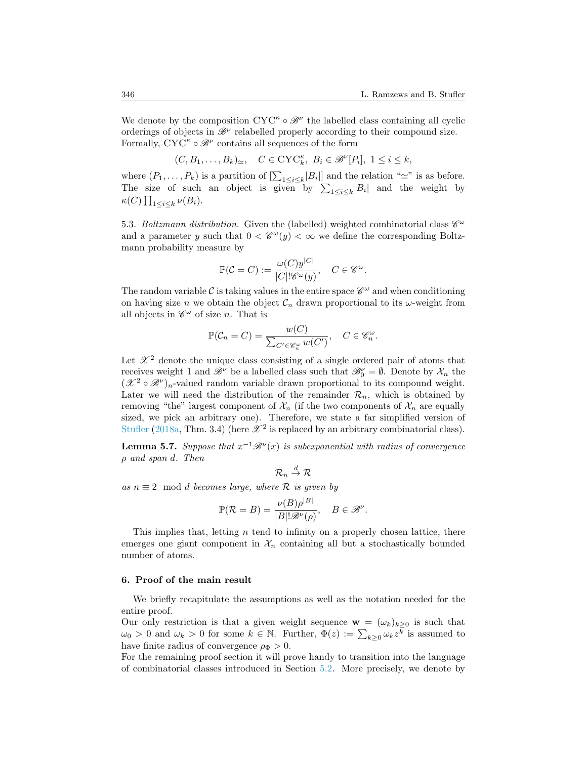We denote by the composition $\mathrm{CYC}^\kappa \circ \mathscr{B}^\nu$ the labelled class containing all cyclic orderings of objects in $\mathscr{B}^\nu$ relabelled properly according to their compound size. Formally, $\mathrm{CYC}^\kappa \circ \mathscr{B}^\nu$ contains all sequences of the form

$$(C, B_1, \ldots, B_k)_\simeq, \quad C \in \mathrm{CYC}_k^\kappa,\ B_i \in \mathscr{B}^\nu[P_i],\ 1 \le i \le k,$$

where $(P_1, \ldots, P_k)$ is a partition of $[\sum_{1\le i\le k} |B_i|]$ and the relation "$\simeq$" is as before. The size of such an object is given by $\sum_{1\le i\le k}|B_i|$ and the weight by $\kappa(C)\prod_{1\le i\le k}\nu(B_i)$.

5.3. *Boltzmann distribution.* Given the (labelled) weighted combinatorial class $\mathscr{C}^\omega$ and a parameter $y$ such that $0 < \mathscr{C}^\omega(y) < \infty$ we define the corresponding Boltzmann probability measure by

$$\mathbb{P}(\mathcal{C} = C) := \frac{\omega(C) y^{|C|}}{|C|!\mathscr{C}^\omega(y)}, \quad C \in \mathscr{C}^\omega.$$

The random variable $\mathcal{C}$ is taking values in the entire space $\mathscr{C}^\omega$ and when conditioning on having size $n$ we obtain the object $\mathcal{C}_n$ drawn proportional to its $\omega$-weight from all objects in $\mathscr{C}^\omega$ of size $n$. That is

$$\mathbb{P}(\mathcal{C}_n = C) = \frac{w(C)}{\sum_{C' \in \mathscr{C}_n^\omega} w(C')}, \quad C \in \mathscr{C}_n^\omega.$$

Let $\mathscr{X}^2$ denote the unique class consisting of a single ordered pair of atoms that receives weight 1 and $\mathscr{B}^\nu$ be a labelled class such that $\mathscr{B}_0^\nu = \emptyset$. Denote by $\mathcal{X}_n$ the $(\mathscr{X}^2 \circ \mathscr{B}^\nu)_n$-valued random variable drawn proportional to its compound weight. Later we will need the distribution of the remainder $\mathcal{R}_n$, which is obtained by removing "the" largest component of $\mathcal{X}_n$ (if the two components of $\mathcal{X}_n$ are equally sized, we pick an arbitrary one). Therefore, we state a far simplified version of Stufler (2018a, Thm. 3.4) (here $\mathscr{X}^2$ is replaced by an arbitrary combinatorial class).

**Lemma 5.7.** *Suppose that $x^{-1}\mathscr{B}^\nu(x)$ is subexponential with radius of convergence $\rho$ and span $d$. Then*

$$\mathcal{R}_n \xrightarrow{d} \mathcal{R}$$

*as $n \equiv 2 \mod d$ becomes large, where $\mathcal{R}$ is given by*

$$\mathbb{P}(\mathcal{R} = B) = \frac{\nu(B)\rho^{|B|}}{|B|!\mathscr{B}^\nu(\rho)}, \quad B \in \mathscr{B}^\nu.$$

This implies that, letting $n$ tend to infinity on a properly chosen lattice, there emerges one giant component in $\mathcal{X}_n$ containing all but a stochastically bounded number of atoms.

## 6. Proof of the main result

We briefly recapitulate the assumptions as well as the notation needed for the entire proof.

Our only restriction is that a given weight sequence $\mathbf{w} = (\omega_k)_{k\ge0}$ is such that $\omega_0 > 0$ and $\omega_k > 0$ for some $k \in \mathbb{N}$. Further, $\Phi(z) := \sum_{k\ge0}\omega_k z^k$ is assumed to have finite radius of convergence $\rho_\Phi > 0$.

For the remaining proof section it will prove handy to transition into the language of combinatorial classes introduced in Section 5.2. More precisely, we denote by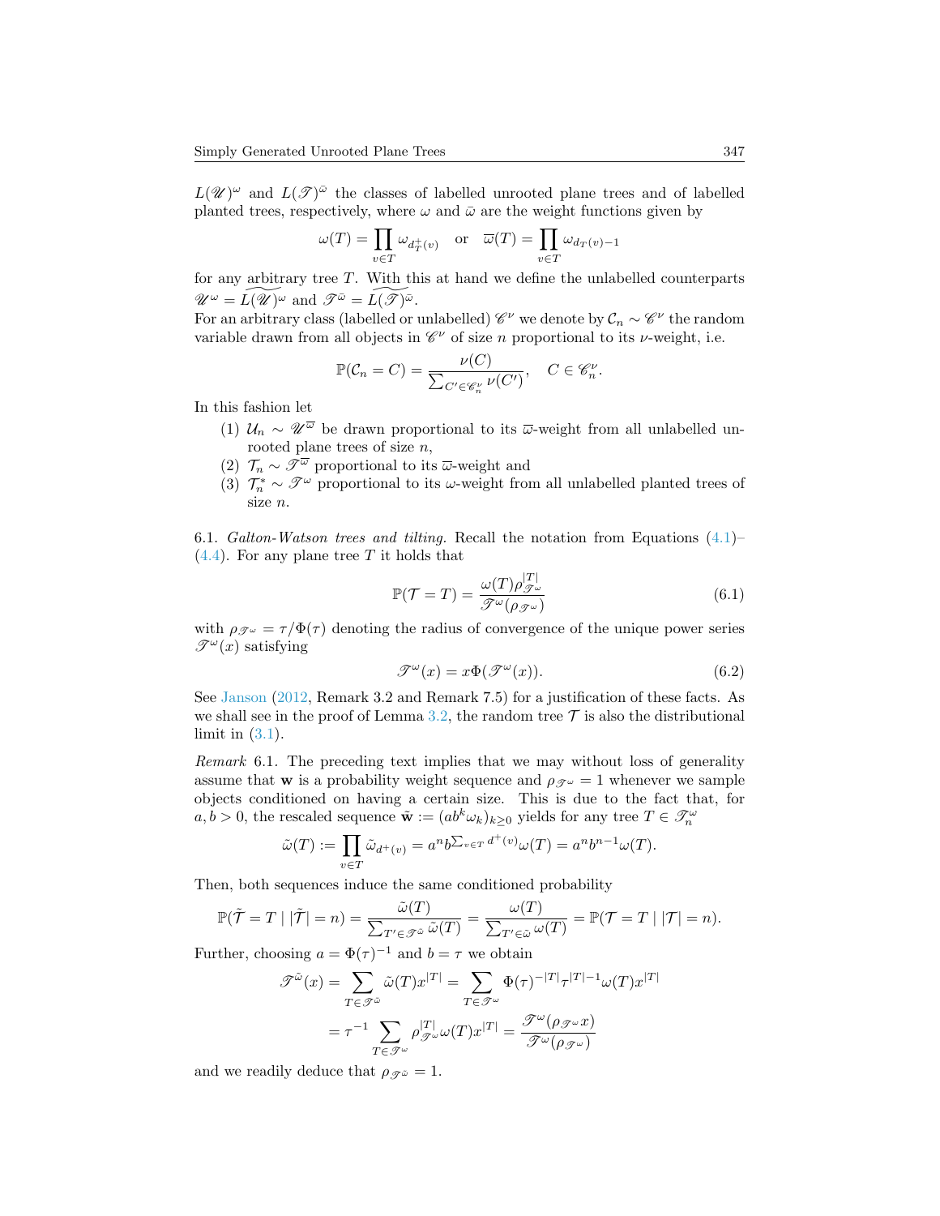$L(\mathscr{U})^\omega$ and $L(\mathscr{T})^{\bar{\omega}}$ the classes of labelled unrooted plane trees and of labelled planted trees, respectively, where $\omega$ and $\bar{\omega}$ are the weight functions given by

$$\omega(T) = \prod_{v \in T} \omega_{d_T^+(v)} \quad \text{or} \quad \overline{\omega}(T) = \prod_{v \in T} \omega_{d_T(v)-1}$$

for any arbitrary tree $T$. With this at hand we define the unlabelled counterparts $\mathscr{U}^\omega = \widetilde{L(\mathscr{U})}^\omega$ and $\mathscr{T}^{\bar{\omega}} = \widetilde{L(\mathscr{T})}^{\bar{\omega}}$.

For an arbitrary class (labelled or unlabelled) $\mathscr{C}^\nu$ we denote by $\mathcal{C}_n \sim \mathscr{C}^\nu$ the random variable drawn from all objects in $\mathscr{C}^\nu$ of size $n$ proportional to its $\nu$-weight, i.e.

$$\mathbb{P}(\mathcal{C}_n = C) = \frac{\nu(C)}{\sum_{C' \in \mathscr{C}_n^\nu} \nu(C')}, \quad C \in \mathscr{C}_n^\nu.$$

In this fashion let

1. $\mathcal{U}_n \sim \mathscr{U}^{\overline{\omega}}$ be drawn proportional to its $\overline{\omega}$-weight from all unlabelled unrooted plane trees of size $n$,
2. $\mathcal{T}_n \sim \mathscr{T}^{\overline{\omega}}$ proportional to its $\overline{\omega}$-weight and
3. $\mathcal{T}_n^* \sim \mathscr{T}^\omega$ proportional to its $\omega$-weight from all unlabelled planted trees of size $n$.

6.1. *Galton-Watson trees and tilting.* Recall the notation from Equations (4.1)–(4.4). For any plane tree $T$ it holds that

$$\mathbb{P}(\mathcal{T} = T) = \frac{\omega(T)\rho_{\mathscr{T}^\omega}^{|T|}}{\mathscr{T}^\omega(\rho_{\mathscr{T}^\omega})} \tag{6.1}$$

with $\rho_{\mathscr{T}^\omega} = \tau/\Phi(\tau)$ denoting the radius of convergence of the unique power series $\mathscr{T}^\omega(x)$ satisfying

$$\mathscr{T}^\omega(x) = x\Phi(\mathscr{T}^\omega(x)). \tag{6.2}$$

See Janson (2012, Remark 3.2 and Remark 7.5) for a justification of these facts. As we shall see in the proof of Lemma 3.2, the random tree $\mathcal{T}$ is also the distributional limit in (3.1).

*Remark* 6.1. The preceding text implies that we may without loss of generality assume that $\mathbf{w}$ is a probability weight sequence and $\rho_{\mathscr{T}^\omega} = 1$ whenever we sample objects conditioned on having a certain size. This is due to the fact that, for $a, b > 0$, the rescaled sequence $\tilde{\mathbf{w}} := (ab^k\omega_k)_{k\geq 0}$ yields for any tree $T \in \mathscr{T}_n^\omega$

$$\tilde{\omega}(T) := \prod_{v \in T} \tilde{\omega}_{d^+(v)} = a^n b^{\sum_{v \in T} d^+(v)} \omega(T) = a^n b^{n-1} \omega(T).$$

Then, both sequences induce the same conditioned probability

$$\mathbb{P}(\tilde{\mathcal{T}} = T \mid |\tilde{\mathcal{T}}| = n) = \frac{\tilde{\omega}(T)}{\sum_{T' \in \mathscr{T}^{\tilde{\omega}}} \tilde{\omega}(T)} = \frac{\omega(T)}{\sum_{T' \in \tilde{\omega}} \omega(T)} = \mathbb{P}(\mathcal{T} = T \mid |\mathcal{T}| = n).$$

Further, choosing $a = \Phi(\tau)^{-1}$ and $b = \tau$ we obtain

$$\begin{aligned}
\mathscr{T}^{\tilde{\omega}}(x) &= \sum_{T \in \mathscr{T}^{\tilde{\omega}}} \tilde{\omega}(T) x^{|T|} = \sum_{T \in \mathscr{T}^\omega} \Phi(\tau)^{-|T|} \tau^{|T|-1} \omega(T) x^{|T|} \\
&= \tau^{-1} \sum_{T \in \mathscr{T}^\omega} \rho_{\mathscr{T}^\omega}^{|T|} \omega(T) x^{|T|} = \frac{\mathscr{T}^\omega(\rho_{\mathscr{T}^\omega} x)}{\mathscr{T}^\omega(\rho_{\mathscr{T}^\omega})}
\end{aligned}$$

and we readily deduce that $\rho_{\mathscr{T}^{\tilde{\omega}}} = 1$.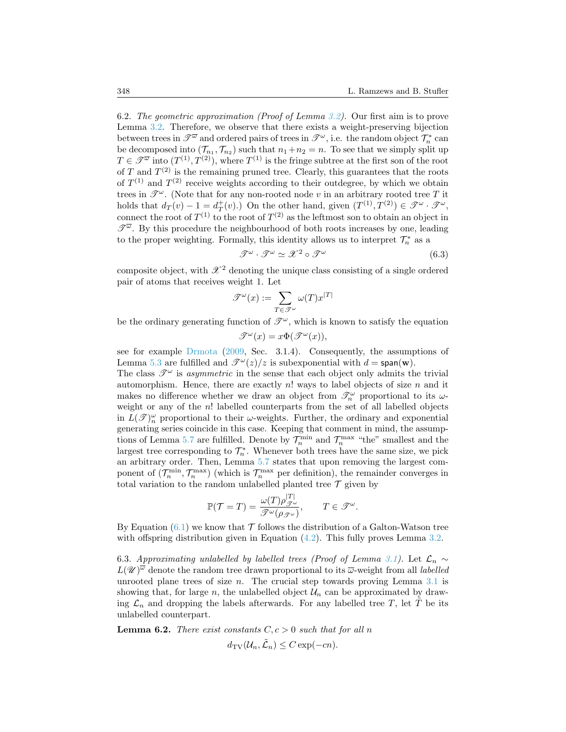6.2. *The geometric approximation (Proof of Lemma 3.2).* Our first aim is to prove Lemma 3.2. Therefore, we observe that there exists a weight-preserving bijection between trees in $\mathscr{T}^{\overline{\omega}}$ and ordered pairs of trees in $\mathscr{T}^{\omega}$, i.e. the random object $\mathcal{T}_n^*$ can be decomposed into $(\mathcal{T}_{n_1}, \mathcal{T}_{n_2})$ such that $n_1 + n_2 = n$. To see that we simply split up $T \in \mathscr{T}^{\overline{\omega}}$ into $(T^{(1)}, T^{(2)})$, where $T^{(1)}$ is the fringe subtree at the first son of the root of $T$ and $T^{(2)}$ is the remaining pruned tree. Clearly, this guarantees that the roots of $T^{(1)}$ and $T^{(2)}$ receive weights according to their outdegree, by which we obtain trees in $\mathscr{T}^{\omega}$. (Note that for any non-rooted node $v$ in an arbitrary rooted tree $T$ it holds that $d_T(v) - 1 = d_T^+(v)$.) On the other hand, given $(T^{(1)}, T^{(2)}) \in \mathscr{T}^{\omega} \cdot \mathscr{T}^{\omega}$, connect the root of $T^{(1)}$ to the root of $T^{(2)}$ as the leftmost son to obtain an object in $\mathscr{T}^{\overline{\omega}}$. By this procedure the neighbourhood of both roots increases by one, leading to the proper weighting. Formally, this identity allows us to interpret $\mathcal{T}_n^*$ as a

$$\mathscr{T}^{\omega} \cdot \mathscr{T}^{\omega} \simeq \mathscr{X}^2 \circ \mathscr{T}^{\omega} \tag{6.3}$$

composite object, with $\mathscr{X}^2$ denoting the unique class consisting of a single ordered pair of atoms that receives weight 1. Let

$$\mathscr{T}^{\omega}(x) := \sum_{T \in \mathscr{T}^{\omega}} \omega(T) x^{|T|}$$

be the ordinary generating function of $\mathscr{T}^{\omega}$, which is known to satisfy the equation

$$\mathscr{T}^{\omega}(x) = x\Phi(\mathscr{T}^{\omega}(x)),$$

see for example Drmota (2009, Sec. 3.1.4). Consequently, the assumptions of Lemma 5.3 are fulfilled and $\mathscr{T}^{\omega}(z)/z$ is subexponential with $d = \mathsf{span}(\mathbf{w})$.
The class $\mathscr{T}^{\omega}$ is *asymmetric* in the sense that each object only admits the trivial automorphism. Hence, there are exactly $n!$ ways to label objects of size $n$ and it makes no difference whether we draw an object from $\mathscr{T}_n^{\omega}$ proportional to its $\omega$-weight or any of the $n!$ labelled counterparts from the set of all labelled objects in $L(\mathscr{T})_n^{\omega}$ proportional to their $\omega$-weights. Further, the ordinary and exponential generating series coincide in this case. Keeping that comment in mind, the assumptions of Lemma 5.7 are fulfilled. Denote by $\mathcal{T}_n^{\min}$ and $\mathcal{T}_n^{\max}$ "the" smallest and the largest tree corresponding to $\mathcal{T}_n^*$. Whenever both trees have the same size, we pick an arbitrary order. Then, Lemma 5.7 states that upon removing the largest component of $(\mathcal{T}_n^{\min}, \mathcal{T}_n^{\max})$ (which is $\mathcal{T}_n^{\max}$ per definition), the remainder converges in total variation to the random unlabelled planted tree $\mathcal{T}$ given by

$$\mathbb{P}(\mathcal{T} = T) = \frac{\omega(T)\rho_{\mathscr{T}^{\omega}}^{|T|}}{\mathscr{T}^{\omega}(\rho_{\mathscr{T}^{\omega}})}, \qquad T \in \mathscr{T}^{\omega}.$$

By Equation (6.1) we know that $\mathcal{T}$ follows the distribution of a Galton-Watson tree with offspring distribution given in Equation (4.2). This fully proves Lemma 3.2.

6.3. *Approximating unlabelled by labelled trees (Proof of Lemma 3.1).* Let $\mathcal{L}_n \sim L(\mathscr{U})^{\overline{\omega}}$ denote the random tree drawn proportional to its $\overline{\omega}$-weight from all *labelled* unrooted plane trees of size $n$. The crucial step towards proving Lemma 3.1 is showing that, for large $n$, the unlabelled object $\mathcal{U}_n$ can be approximated by drawing $\mathcal{L}_n$ and dropping the labels afterwards. For any labelled tree $T$, let $\tilde{T}$ be its unlabelled counterpart.

**Lemma 6.2.** *There exist constants $C, c > 0$ such that for all $n$*

$$d_{\mathrm{TV}}(\mathcal{U}_n, \tilde{\mathcal{L}}_n) \leq C \exp(-cn).$$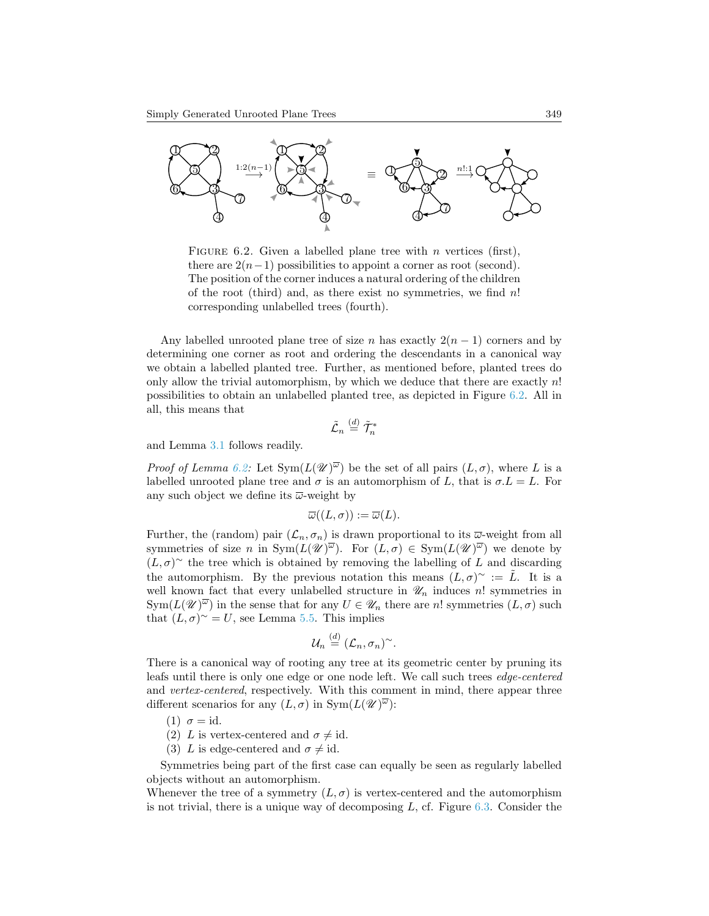FIGURE 6.2. Given a labelled plane tree with $n$ vertices (first), there are $2(n-1)$ possibilities to appoint a corner as root (second). The position of the corner induces a natural ordering of the children of the root (third) and, as there exist no symmetries, we find $n!$ corresponding unlabelled trees (fourth).

Any labelled unrooted plane tree of size $n$ has exactly $2(n-1)$ corners and by determining one corner as root and ordering the descendants in a canonical way we obtain a labelled planted tree. Further, as mentioned before, planted trees do only allow the trivial automorphism, by which we deduce that there are exactly $n!$ possibilities to obtain an unlabelled planted tree, as depicted in Figure 6.2. All in all, this means that

$$\tilde{\mathcal{L}}_n \overset{(d)}{=} \tilde{\mathcal{T}}_n^*$$

and Lemma 3.1 follows readily.

*Proof of Lemma 6.2:* Let $\mathrm{Sym}(L(\mathscr{U})^{\overline{\omega}})$ be the set of all pairs $(L, \sigma)$, where $L$ is a labelled unrooted plane tree and $\sigma$ is an automorphism of $L$, that is $\sigma.L = L$. For any such object we define its $\overline{\omega}$-weight by

$$\overline{\omega}((L,\sigma)) := \overline{\omega}(L).$$

Further, the (random) pair $(\mathcal{L}_n, \sigma_n)$ is drawn proportional to its $\overline{\omega}$-weight from all symmetries of size $n$ in $\mathrm{Sym}(L(\mathscr{U})^{\overline{\omega}})$. For $(L,\sigma) \in \mathrm{Sym}(L(\mathscr{U})^{\overline{\omega}})$ we denote by $(L,\sigma)^{\sim}$ the tree which is obtained by removing the labelling of $L$ and discarding the automorphism. By the previous notation this means $(L,\sigma)^{\sim} := \tilde{L}$. It is a well known fact that every unlabelled structure in $\mathscr{U}_n$ induces $n!$ symmetries in $\mathrm{Sym}(L(\mathscr{U})^{\overline{\omega}})$ in the sense that for any $U \in \mathscr{U}_n$ there are $n!$ symmetries $(L,\sigma)$ such that $(L,\sigma)^{\sim} = U$, see Lemma 5.5. This implies

$$\mathcal{U}_n \overset{(d)}{=} (\mathcal{L}_n, \sigma_n)^{\sim}.$$

There is a canonical way of rooting any tree at its geometric center by pruning its leafs until there is only one edge or one node left. We call such trees *edge-centered* and *vertex-centered*, respectively. With this comment in mind, there appear three different scenarios for any $(L,\sigma)$ in $\mathrm{Sym}(L(\mathscr{U})^{\overline{\omega}})$:

(1) $\sigma = \mathrm{id}$.
(2) $L$ is vertex-centered and $\sigma \neq \mathrm{id}$.
(3) $L$ is edge-centered and $\sigma \neq \mathrm{id}$.

Symmetries being part of the first case can equally be seen as regularly labelled objects without an automorphism.

Whenever the tree of a symmetry $(L,\sigma)$ is vertex-centered and the automorphism is not trivial, there is a unique way of decomposing $L$, cf. Figure 6.3. Consider the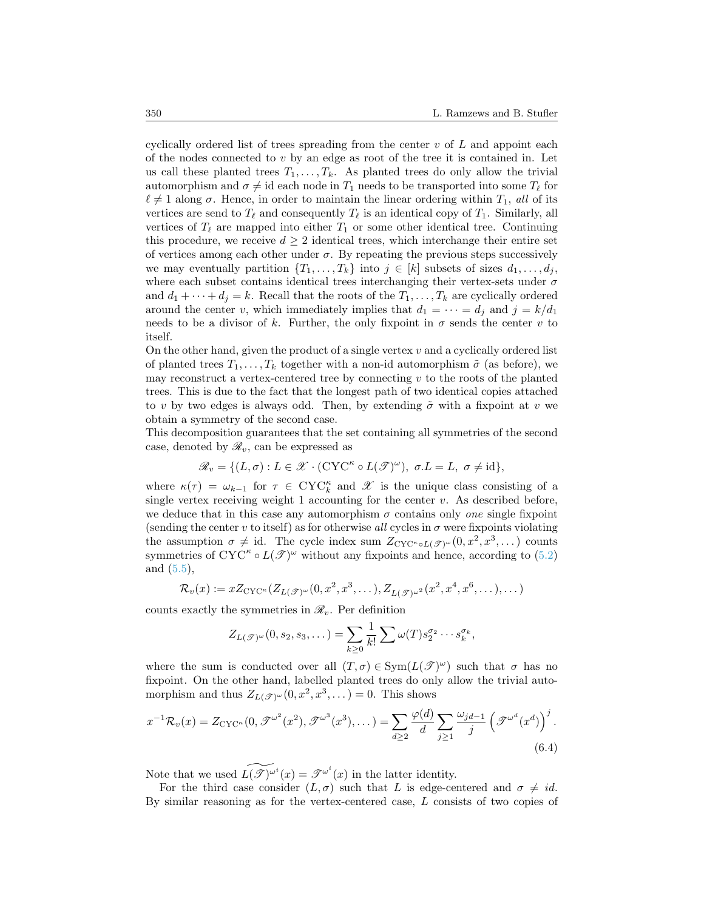cyclically ordered list of trees spreading from the center $v$ of $L$ and appoint each of the nodes connected to $v$ by an edge as root of the tree it is contained in. Let us call these planted trees $T_1, \dots, T_k$. As planted trees do only allow the trivial automorphism and $\sigma \neq \text{id}$ each node in $T_1$ needs to be transported into some $T_\ell$ for $\ell \neq 1$ along $\sigma$. Hence, in order to maintain the linear ordering within $T_1$, *all* of its vertices are send to $T_\ell$ and consequently $T_\ell$ is an identical copy of $T_1$. Similarly, all vertices of $T_\ell$ are mapped into either $T_1$ or some other identical tree. Continuing this procedure, we receive $d \geq 2$ identical trees, which interchange their entire set of vertices among each other under $\sigma$. By repeating the previous steps successively we may eventually partition $\{T_1, \dots, T_k\}$ into $j \in [k]$ subsets of sizes $d_1, \dots, d_j$, where each subset contains identical trees interchanging their vertex-sets under $\sigma$ and $d_1 + \cdots + d_j = k$. Recall that the roots of the $T_1, \dots, T_k$ are cyclically ordered around the center $v$, which immediately implies that $d_1 = \cdots = d_j$ and $j = k/d_1$ needs to be a divisor of $k$. Further, the only fixpoint in $\sigma$ sends the center $v$ to itself.

On the other hand, given the product of a single vertex $v$ and a cyclically ordered list of planted trees $T_1, \dots, T_k$ together with a non-id automorphism $\tilde{\sigma}$ (as before), we may reconstruct a vertex-centered tree by connecting $v$ to the roots of the planted trees. This is due to the fact that the longest path of two identical copies attached to $v$ by two edges is always odd. Then, by extending $\tilde{\sigma}$ with a fixpoint at $v$ we obtain a symmetry of the second case.

This decomposition guarantees that the set containing all symmetries of the second case, denoted by $\mathscr{R}_v$, can be expressed as

$$\mathscr{R}_v = \{(L, \sigma) : L \in \mathscr{X} \cdot (\text{CYC}^\kappa \circ L(\mathscr{T})^\omega),\ \sigma.L = L,\ \sigma \neq \text{id}\},$$

where $\kappa(\tau) = \omega_{k-1}$ for $\tau \in \text{CYC}_k^\kappa$ and $\mathscr{X}$ is the unique class consisting of a single vertex receiving weight 1 accounting for the center $v$. As described before, we deduce that in this case any automorphism $\sigma$ contains only *one* single fixpoint (sending the center $v$ to itself) as for otherwise *all* cycles in $\sigma$ were fixpoints violating the assumption $\sigma \neq \text{id}$. The cycle index sum $Z_{\text{CYC}^\kappa \circ L(\mathscr{T})^\omega}(0, x^2, x^3, \dots)$ counts symmetries of $\text{CYC}^\kappa \circ L(\mathscr{T})^\omega$ without any fixpoints and hence, according to (5.2) and (5.5),

$$\mathcal{R}_v(x) := x Z_{\text{CYC}^\kappa}(Z_{L(\mathscr{T})^\omega}(0, x^2, x^3, \dots), Z_{L(\mathscr{T})^{\omega^2}}(x^2, x^4, x^6, \dots), \dots)$$

counts exactly the symmetries in $\mathscr{R}_v$. Per definition

$$Z_{L(\mathscr{T})^\omega}(0, s_2, s_3, \dots) = \sum_{k \geq 0} \frac{1}{k!} \sum \omega(T) s_2^{\sigma_2} \cdots s_k^{\sigma_k},$$

where the sum is conducted over all $(T, \sigma) \in \text{Sym}(L(\mathscr{T})^\omega)$ such that $\sigma$ has no fixpoint. On the other hand, labelled planted trees do only allow the trivial automorphism and thus $Z_{L(\mathscr{T})^\omega}(0, x^2, x^3, \dots) = 0$. This shows

$$x^{-1}\mathcal{R}_v(x) = Z_{\text{CYC}^\kappa}(0, \mathscr{T}^{\omega^2}(x^2), \mathscr{T}^{\omega^3}(x^3), \dots) = \sum_{d \geq 2} \frac{\varphi(d)}{d} \sum_{j \geq 1} \frac{\omega_{jd-1}}{j} \left(\mathscr{T}^{\omega^d}(x^d)\right)^j. \tag{6.4}$$

Note that we used $\widetilde{L(\mathscr{T})}^{\omega^i}(x) = \mathscr{T}^{\omega^i}(x)$ in the latter identity.

For the third case consider $(L, \sigma)$ such that $L$ is edge-centered and $\sigma \neq id$. By similar reasoning as for the vertex-centered case, $L$ consists of two copies of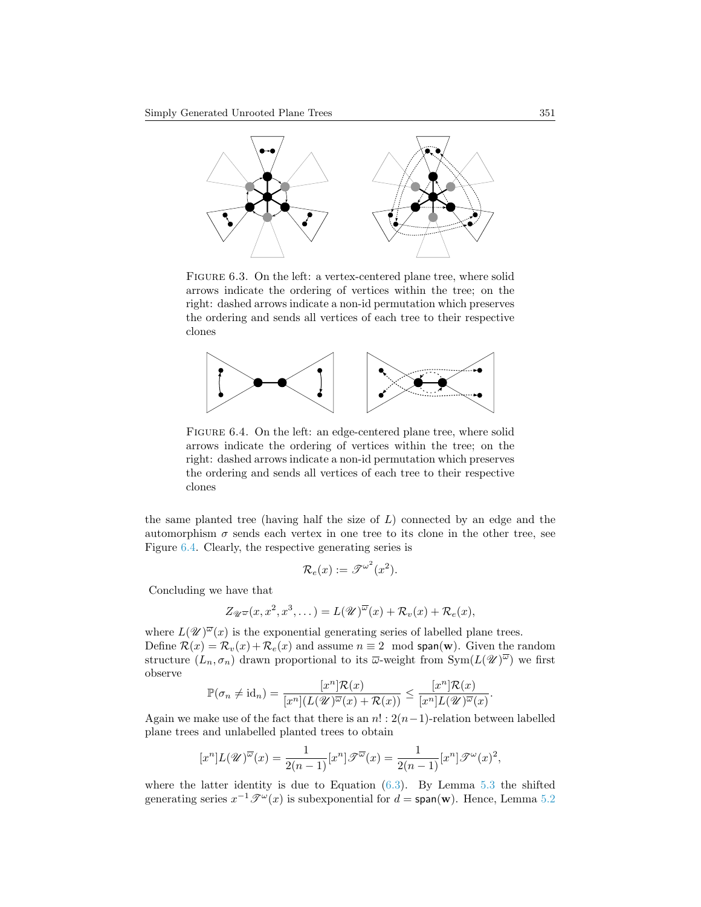FIGURE 6.3. On the left: a vertex-centered plane tree, where solid arrows indicate the ordering of vertices within the tree; on the right: dashed arrows indicate a non-id permutation which preserves the ordering and sends all vertices of each tree to their respective clones

FIGURE 6.4. On the left: an edge-centered plane tree, where solid arrows indicate the ordering of vertices within the tree; on the right: dashed arrows indicate a non-id permutation which preserves the ordering and sends all vertices of each tree to their respective clones

the same planted tree (having half the size of $L$) connected by an edge and the automorphism $\sigma$ sends each vertex in one tree to its clone in the other tree, see Figure 6.4. Clearly, the respective generating series is

$$\mathcal{R}_e(x) := \mathscr{T}^{\omega^2}(x^2).$$

Concluding we have that

$$Z_{\mathscr{U}^{\overline{\omega}}}(x, x^2, x^3, \dots) = L(\mathscr{U})^{\overline{\omega}}(x) + \mathcal{R}_v(x) + \mathcal{R}_e(x),$$

where $L(\mathscr{U})^{\overline{\omega}}(x)$ is the exponential generating series of labelled plane trees. Define $\mathcal{R}(x) = \mathcal{R}_v(x) + \mathcal{R}_e(x)$ and assume $n \equiv 2 \mod \mathsf{span}(\mathbf{w})$. Given the random structure $(L_n, \sigma_n)$ drawn proportional to its $\overline{\omega}$-weight from $\mathrm{Sym}(L(\mathscr{U})^{\overline{\omega}})$ we first observe

$$\mathbb{P}(\sigma_n \neq \mathrm{id}_n) = \frac{[x^n]\mathcal{R}(x)}{[x^n](L(\mathscr{U})^{\overline{\omega}}(x) + \mathcal{R}(x))} \leq \frac{[x^n]\mathcal{R}(x)}{[x^n]L(\mathscr{U})^{\overline{\omega}}(x)}.$$

Again we make use of the fact that there is an $n! : 2(n-1)$-relation between labelled plane trees and unlabelled planted trees to obtain

$$[x^n]L(\mathscr{U})^{\overline{\omega}}(x) = \frac{1}{2(n-1)}[x^n]\mathscr{T}^{\overline{\omega}}(x) = \frac{1}{2(n-1)}[x^n]\mathscr{T}^{\omega}(x)^2,$$

where the latter identity is due to Equation (6.3). By Lemma 5.3 the shifted generating series $x^{-1}\mathscr{T}^{\omega}(x)$ is subexponential for $d = \mathsf{span}(\mathbf{w})$. Hence, Lemma 5.2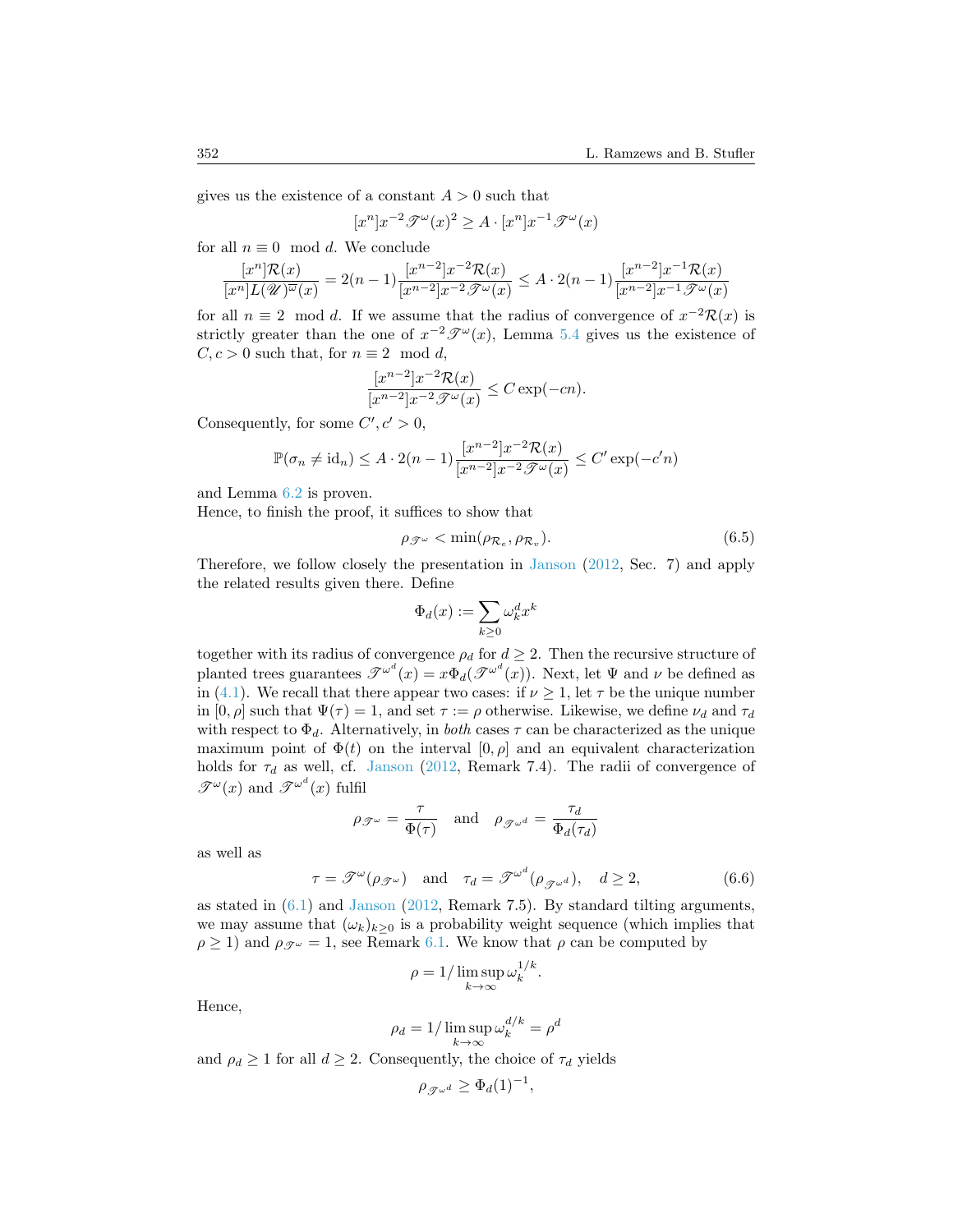gives us the existence of a constant $A > 0$ such that

$$[x^n]x^{-2}\mathscr{T}^\omega(x)^2 \geq A \cdot [x^n]x^{-1}\mathscr{T}^\omega(x)$$

for all $n \equiv 0 \mod d$. We conclude

$$\frac{[x^n]\mathcal{R}(x)}{[x^n]L(\mathscr{U})^{\varpi}(x)} = 2(n-1)\frac{[x^{n-2}]x^{-2}\mathcal{R}(x)}{[x^{n-2}]x^{-2}\mathscr{T}^\omega(x)} \leq A \cdot 2(n-1)\frac{[x^{n-2}]x^{-1}\mathcal{R}(x)}{[x^{n-2}]x^{-1}\mathscr{T}^\omega(x)}$$

for all $n \equiv 2 \mod d$. If we assume that the radius of convergence of $x^{-2}\mathcal{R}(x)$ is strictly greater than the one of $x^{-2}\mathscr{T}^\omega(x)$, Lemma 5.4 gives us the existence of $C, c > 0$ such that, for $n \equiv 2 \mod d$,

$$\frac{[x^{n-2}]x^{-2}\mathcal{R}(x)}{[x^{n-2}]x^{-2}\mathscr{T}^\omega(x)} \leq C\exp(-cn).$$

Consequently, for some $C', c' > 0$,

$$\mathbb{P}(\sigma_n \neq \mathrm{id}_n) \leq A \cdot 2(n-1)\frac{[x^{n-2}]x^{-2}\mathcal{R}(x)}{[x^{n-2}]x^{-2}\mathscr{T}^\omega(x)} \leq C'\exp(-c'n)$$

and Lemma 6.2 is proven.

Hence, to finish the proof, it suffices to show that

$$\rho_{\mathscr{T}^\omega} < \min(\rho_{\mathcal{R}_e}, \rho_{\mathcal{R}_v}). \tag{6.5}$$

Therefore, we follow closely the presentation in Janson (2012, Sec. 7) and apply the related results given there. Define

$$\Phi_d(x) := \sum_{k\geq 0} \omega_k^d x^k$$

together with its radius of convergence $\rho_d$ for $d \geq 2$. Then the recursive structure of planted trees guarantees $\mathscr{T}^{\omega^d}(x) = x\Phi_d(\mathscr{T}^{\omega^d}(x))$. Next, let $\Psi$ and $\nu$ be defined as in (4.1). We recall that there appear two cases: if $\nu \geq 1$, let $\tau$ be the unique number in $[0, \rho]$ such that $\Psi(\tau) = 1$, and set $\tau := \rho$ otherwise. Likewise, we define $\nu_d$ and $\tau_d$ with respect to $\Phi_d$. Alternatively, in *both* cases $\tau$ can be characterized as the unique maximum point of $\Phi(t)$ on the interval $[0, \rho]$ and an equivalent characterization holds for $\tau_d$ as well, cf. Janson (2012, Remark 7.4). The radii of convergence of $\mathscr{T}^\omega(x)$ and $\mathscr{T}^{\omega^d}(x)$ fulfil

$$\rho_{\mathscr{T}^\omega} = \frac{\tau}{\Phi(\tau)} \quad \text{and} \quad \rho_{\mathscr{T}^{\omega^d}} = \frac{\tau_d}{\Phi_d(\tau_d)}$$

as well as

$$\tau = \mathscr{T}^\omega(\rho_{\mathscr{T}^\omega}) \quad \text{and} \quad \tau_d = \mathscr{T}^{\omega^d}(\rho_{\mathscr{T}^{\omega^d}}), \quad d \geq 2, \tag{6.6}$$

as stated in (6.1) and Janson (2012, Remark 7.5). By standard tilting arguments, we may assume that $(\omega_k)_{k\geq 0}$ is a probability weight sequence (which implies that $\rho \geq 1$) and $\rho_{\mathscr{T}^\omega} = 1$, see Remark 6.1. We know that $\rho$ can be computed by

$$\rho = 1/\limsup_{k\to\infty} \omega_k^{1/k}.$$

Hence,

$$\rho_d = 1/\limsup_{k\to\infty} \omega_k^{d/k} = \rho^d$$

and $\rho_d \geq 1$ for all $d \geq 2$. Consequently, the choice of $\tau_d$ yields

$$\rho_{\mathscr{T}^{\omega^d}} \geq \Phi_d(1)^{-1},$$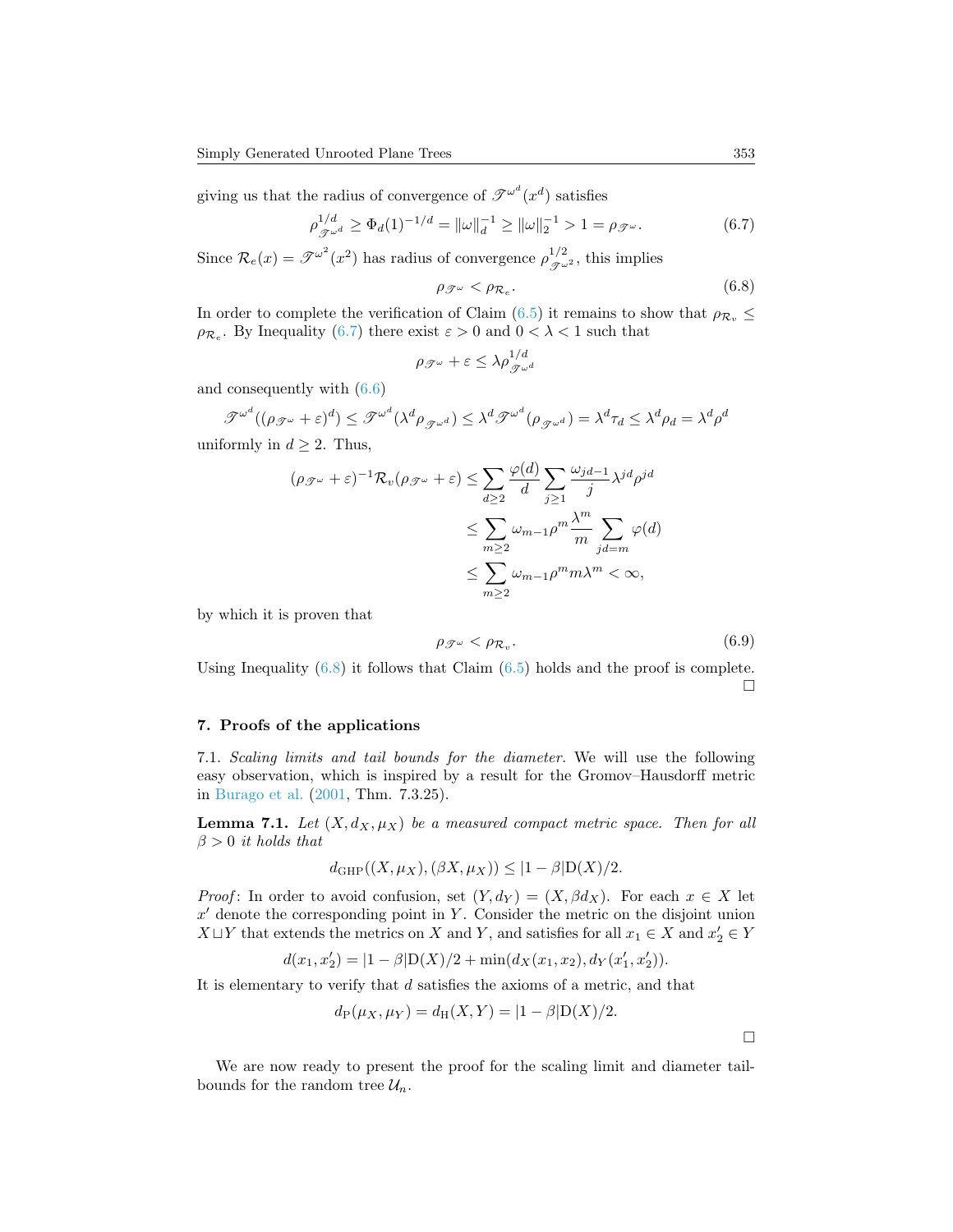giving us that the radius of convergence of $\mathscr{T}^{\omega^d}(x^d)$ satisfies

$$\rho_{\mathscr{T}^{\omega^d}}^{1/d} \geq \Phi_d(1)^{-1/d} = \|\omega\|_d^{-1} \geq \|\omega\|_2^{-1} > 1 = \rho_{\mathscr{T}^\omega}. \tag{6.7}$$

Since $\mathcal{R}_e(x) = \mathscr{T}^{\omega^2}(x^2)$ has radius of convergence $\rho_{\mathscr{T}^{\omega^2}}^{1/2}$, this implies

$$\rho_{\mathscr{T}^\omega} < \rho_{\mathcal{R}_e}. \tag{6.8}$$

In order to complete the verification of Claim (6.5) it remains to show that $\rho_{\mathcal{R}_v} \leq \rho_{\mathcal{R}_e}$. By Inequality (6.7) there exist $\varepsilon > 0$ and $0 < \lambda < 1$ such that

$$\rho_{\mathscr{T}^\omega} + \varepsilon \leq \lambda \rho_{\mathscr{T}^{\omega^d}}^{1/d}$$

and consequently with (6.6)

$$\mathscr{T}^{\omega^d}((\rho_{\mathscr{T}^\omega} + \varepsilon)^d) \leq \mathscr{T}^{\omega^d}(\lambda^d \rho_{\mathscr{T}^{\omega^d}}) \leq \lambda^d \mathscr{T}^{\omega^d}(\rho_{\mathscr{T}^{\omega^d}}) = \lambda^d \tau_d \leq \lambda^d \rho_d = \lambda^d \rho^d$$

uniformly in $d \geq 2$. Thus,

$$\begin{aligned}
(\rho_{\mathscr{T}^\omega} + \varepsilon)^{-1} \mathcal{R}_v(\rho_{\mathscr{T}^\omega} + \varepsilon) &\leq \sum_{d \geq 2} \frac{\varphi(d)}{d} \sum_{j \geq 1} \frac{\omega_{jd-1}}{j} \lambda^{jd} \rho^{jd} \\
&\leq \sum_{m \geq 2} \omega_{m-1} \rho^m \frac{\lambda^m}{m} \sum_{jd=m} \varphi(d) \\
&\leq \sum_{m \geq 2} \omega_{m-1} \rho^m m \lambda^m < \infty,
\end{aligned}$$

by which it is proven that

$$\rho_{\mathscr{T}^\omega} < \rho_{\mathcal{R}_v}. \tag{6.9}$$

Using Inequality (6.8) it follows that Claim (6.5) holds and the proof is complete. $\square$

## 7. Proofs of the applications

7.1. *Scaling limits and tail bounds for the diameter.* We will use the following easy observation, which is inspired by a result for the Gromov–Hausdorff metric in Burago et al. (2001, Thm. 7.3.25).

**Lemma 7.1.** *Let $(X, d_X, \mu_X)$ be a measured compact metric space. Then for all $\beta > 0$ it holds that*

$$d_{\mathrm{GHP}}((X, \mu_X), (\beta X, \mu_X)) \leq |1 - \beta| \mathrm{D}(X)/2.$$

*Proof*: In order to avoid confusion, set $(Y, d_Y) = (X, \beta d_X)$. For each $x \in X$ let $x'$ denote the corresponding point in $Y$. Consider the metric on the disjoint union $X \sqcup Y$ that extends the metrics on $X$ and $Y$, and satisfies for all $x_1 \in X$ and $x_2' \in Y$

$$d(x_1, x_2') = |1 - \beta| \mathrm{D}(X)/2 + \min(d_X(x_1, x_2), d_Y(x_1', x_2')).$$

It is elementary to verify that $d$ satisfies the axioms of a metric, and that

$$d_{\mathrm{P}}(\mu_X, \mu_Y) = d_{\mathrm{H}}(X, Y) = |1 - \beta| \mathrm{D}(X)/2.$$

$\square$

We are now ready to present the proof for the scaling limit and diameter tail-bounds for the random tree $\mathcal{U}_n$.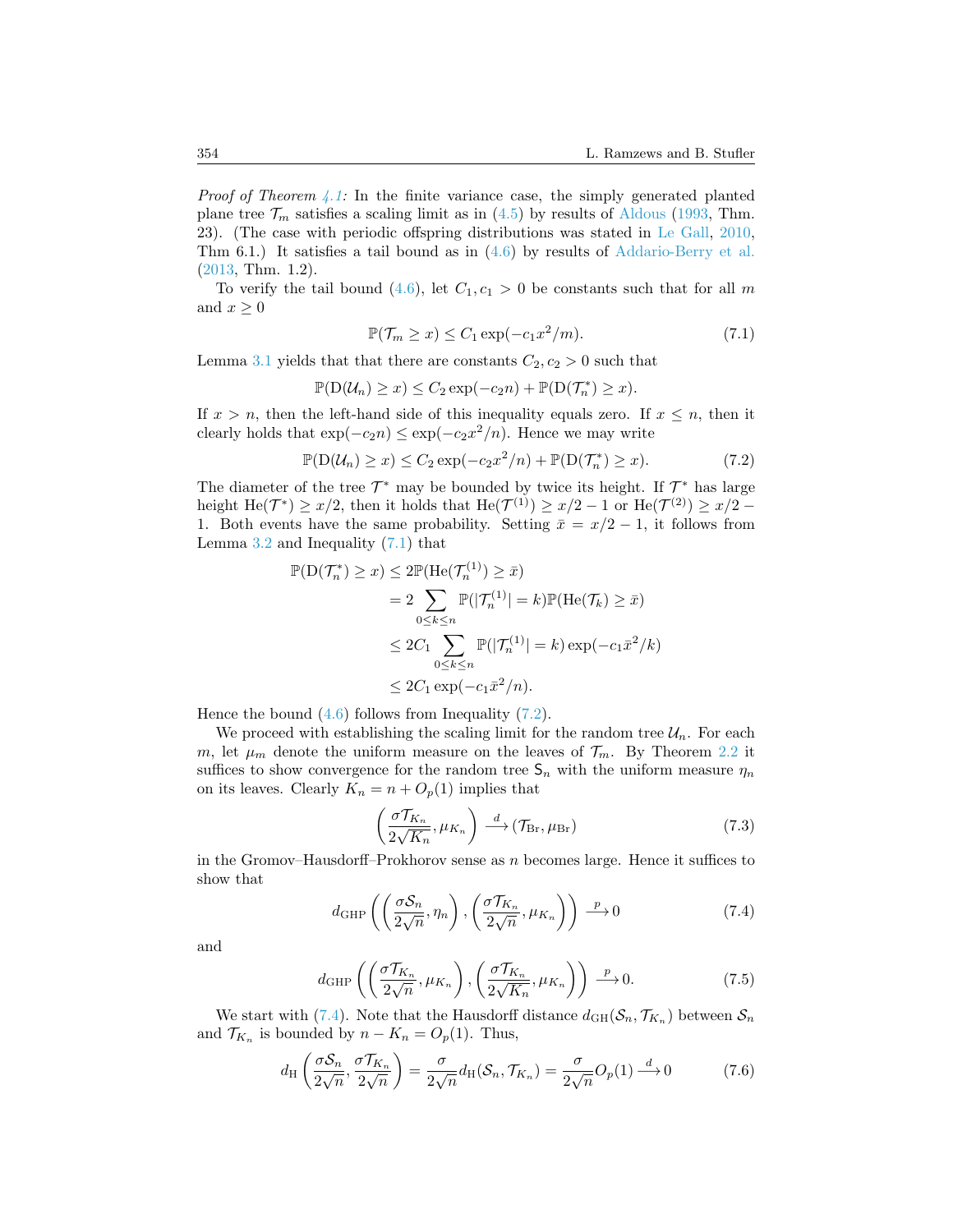*Proof of Theorem 4.1:* In the finite variance case, the simply generated planted plane tree $\mathcal{T}_m$ satisfies a scaling limit as in (4.5) by results of Aldous (1993, Thm. 23). (The case with periodic offspring distributions was stated in Le Gall, 2010, Thm 6.1.) It satisfies a tail bound as in (4.6) by results of Addario-Berry et al. (2013, Thm. 1.2).

To verify the tail bound (4.6), let $C_1, c_1 > 0$ be constants such that for all $m$ and $x \geq 0$

$$\mathbb{P}(\mathcal{T}_m \geq x) \leq C_1 \exp(-c_1 x^2/m). \tag{7.1}$$

Lemma 3.1 yields that that there are constants $C_2, c_2 > 0$ such that

$$\mathbb{P}(\mathrm{D}(\mathcal{U}_n) \geq x) \leq C_2 \exp(-c_2 n) + \mathbb{P}(\mathrm{D}(\mathcal{T}_n^*) \geq x).$$

If $x > n$, then the left-hand side of this inequality equals zero. If $x \leq n$, then it clearly holds that $\exp(-c_2 n) \leq \exp(-c_2 x^2/n)$. Hence we may write

$$\mathbb{P}(\mathrm{D}(\mathcal{U}_n) \geq x) \leq C_2 \exp(-c_2 x^2/n) + \mathbb{P}(\mathrm{D}(\mathcal{T}_n^*) \geq x). \tag{7.2}$$

The diameter of the tree $\mathcal{T}^*$ may be bounded by twice its height. If $\mathcal{T}^*$ has large height $\mathrm{He}(\mathcal{T}^*) \geq x/2$, then it holds that $\mathrm{He}(\mathcal{T}^{(1)}) \geq x/2 - 1$ or $\mathrm{He}(\mathcal{T}^{(2)}) \geq x/2 - 1$. Both events have the same probability. Setting $\bar{x} = x/2 - 1$, it follows from Lemma 3.2 and Inequality (7.1) that

$$\begin{aligned}
\mathbb{P}(\mathrm{D}(\mathcal{T}_n^*) \geq x) &\leq 2\mathbb{P}(\mathrm{He}(\mathcal{T}_n^{(1)}) \geq \bar{x}) \\
&= 2 \sum_{0 \leq k \leq n} \mathbb{P}(|\mathcal{T}_n^{(1)}| = k) \mathbb{P}(\mathrm{He}(\mathcal{T}_k) \geq \bar{x}) \\
&\leq 2C_1 \sum_{0 \leq k \leq n} \mathbb{P}(|\mathcal{T}_n^{(1)}| = k) \exp(-c_1 \bar{x}^2/k) \\
&\leq 2C_1 \exp(-c_1 \bar{x}^2/n).
\end{aligned}$$

Hence the bound (4.6) follows from Inequality (7.2).

We proceed with establishing the scaling limit for the random tree $\mathcal{U}_n$. For each $m$, let $\mu_m$ denote the uniform measure on the leaves of $\mathcal{T}_m$. By Theorem 2.2 it suffices to show convergence for the random tree $\mathsf{S}_n$ with the uniform measure $\eta_n$ on its leaves. Clearly $K_n = n + O_p(1)$ implies that

$$\left( \frac{\sigma \mathcal{T}_{K_n}}{2\sqrt{K_n}}, \mu_{K_n} \right) \xrightarrow{d} (\mathcal{T}_{\mathrm{Br}}, \mu_{\mathrm{Br}}) \tag{7.3}$$

in the Gromov–Hausdorff–Prokhorov sense as $n$ becomes large. Hence it suffices to show that

$$d_{\mathrm{GHP}} \left( \left( \frac{\sigma \mathcal{S}_n}{2\sqrt{n}}, \eta_n \right), \left( \frac{\sigma \mathcal{T}_{K_n}}{2\sqrt{n}}, \mu_{K_n} \right) \right) \xrightarrow{p} 0 \tag{7.4}$$

and

$$d_{\mathrm{GHP}} \left( \left( \frac{\sigma \mathcal{T}_{K_n}}{2\sqrt{n}}, \mu_{K_n} \right), \left( \frac{\sigma \mathcal{T}_{K_n}}{2\sqrt{K_n}}, \mu_{K_n} \right) \right) \xrightarrow{p} 0. \tag{7.5}$$

We start with (7.4). Note that the Hausdorff distance $d_{\mathrm{GH}}(\mathcal{S}_n, \mathcal{T}_{K_n})$ between $\mathcal{S}_n$ and $\mathcal{T}_{K_n}$ is bounded by $n - K_n = O_p(1)$. Thus,

$$d_{\mathrm{H}} \left( \frac{\sigma \mathcal{S}_n}{2\sqrt{n}}, \frac{\sigma \mathcal{T}_{K_n}}{2\sqrt{n}} \right) = \frac{\sigma}{2\sqrt{n}} d_{\mathrm{H}}(\mathcal{S}_n, \mathcal{T}_{K_n}) = \frac{\sigma}{2\sqrt{n}} O_p(1) \xrightarrow{d} 0 \tag{7.6}$$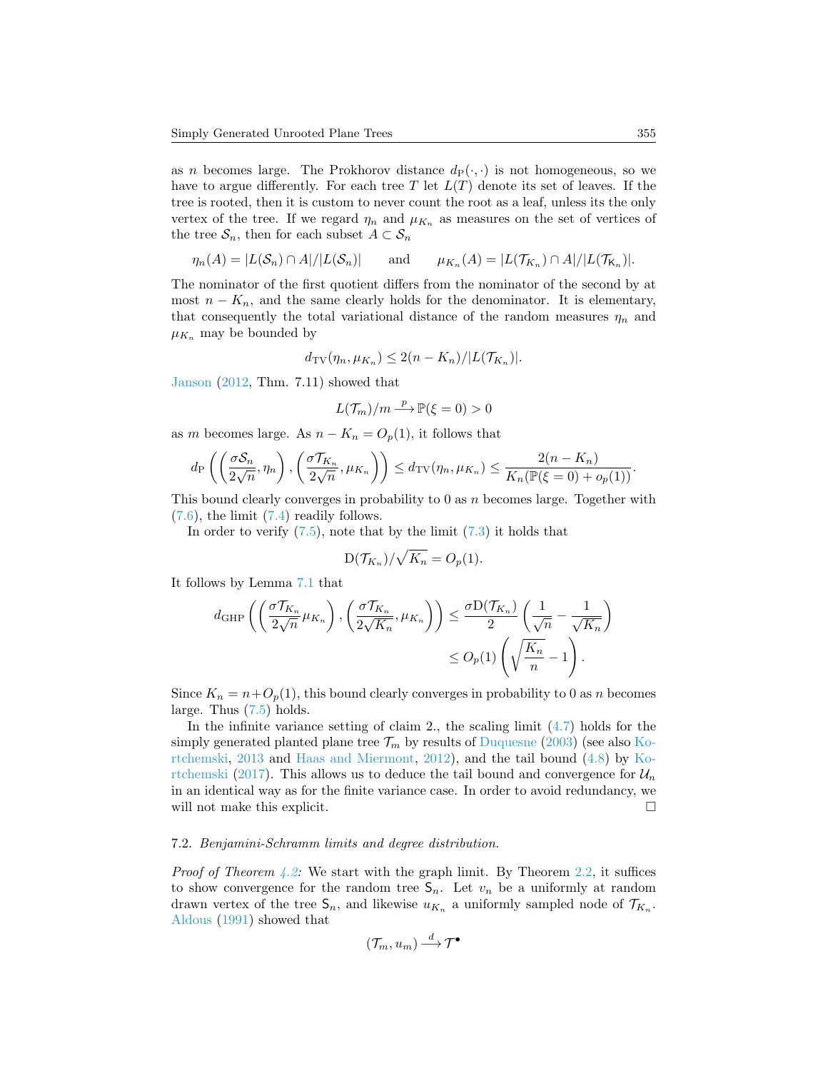as $n$ becomes large. The Prokhorov distance $d_{\mathrm{P}}(\cdot,\cdot)$ is not homogeneous, so we have to argue differently. For each tree $T$ let $L(T)$ denote its set of leaves. If the tree is rooted, then it is custom to never count the root as a leaf, unless its the only vertex of the tree. If we regard $\eta_n$ and $\mu_{K_n}$ as measures on the set of vertices of the tree $\mathcal{S}_n$, then for each subset $A \subset \mathcal{S}_n$

$$\eta_n(A) = |L(\mathcal{S}_n) \cap A|/|L(\mathcal{S}_n)| \qquad \text{and} \qquad \mu_{K_n}(A) = |L(\mathcal{T}_{K_n}) \cap A|/|L(\mathcal{T}_{\mathsf{K}_n})|.$$

The nominator of the first quotient differs from the nominator of the second by at most $n - K_n$, and the same clearly holds for the denominator. It is elementary, that consequently the total variational distance of the random measures $\eta_n$ and $\mu_{K_n}$ may be bounded by

$$d_{\mathrm{TV}}(\eta_n, \mu_{K_n}) \le 2(n - K_n)/|L(\mathcal{T}_{K_n})|.$$

Janson (2012, Thm. 7.11) showed that

$$L(\mathcal{T}_m)/m \xrightarrow{p} \mathbb{P}(\xi = 0) > 0$$

as $m$ becomes large. As $n - K_n = O_p(1)$, it follows that

$$d_{\mathrm{P}}\left(\left(\frac{\sigma \mathcal{S}_n}{2\sqrt{n}}, \eta_n\right), \left(\frac{\sigma \mathcal{T}_{K_n}}{2\sqrt{n}}, \mu_{K_n}\right)\right) \le d_{\mathrm{TV}}(\eta_n, \mu_{K_n}) \le \frac{2(n - K_n)}{K_n(\mathbb{P}(\xi = 0) + o_p(1))}.$$

This bound clearly converges in probability to 0 as $n$ becomes large. Together with (7.6), the limit (7.4) readily follows.

In order to verify (7.5), note that by the limit (7.3) it holds that

$$\mathrm{D}(\mathcal{T}_{K_n})/\sqrt{K_n} = O_p(1).$$

It follows by Lemma 7.1 that

$$\begin{aligned} d_{\mathrm{GHP}}\left(\left(\frac{\sigma \mathcal{T}_{K_n}}{2\sqrt{n}} \mu_{K_n}\right), \left(\frac{\sigma \mathcal{T}_{K_n}}{2\sqrt{K_n}}, \mu_{K_n}\right)\right) &\le \frac{\sigma \mathrm{D}(\mathcal{T}_{K_n})}{2}\left(\frac{1}{\sqrt{n}} - \frac{1}{\sqrt{K_n}}\right) \\ &\le O_p(1)\left(\sqrt{\frac{K_n}{n}} - 1\right). \end{aligned}$$

Since $K_n = n + O_p(1)$, this bound clearly converges in probability to 0 as $n$ becomes large. Thus (7.5) holds.

In the infinite variance setting of claim 2., the scaling limit (4.7) holds for the simply generated planted plane tree $\mathcal{T}_m$ by results of Duquesne (2003) (see also Kortchemski, 2013 and Haas and Miermont, 2012), and the tail bound (4.8) by Kortchemski (2017). This allows us to deduce the tail bound and convergence for $\mathcal{U}_n$ in an identical way as for the finite variance case. In order to avoid redundancy, we will not make this explicit. $\square$

### 7.2. *Benjamini-Schramm limits and degree distribution.*

*Proof of Theorem 4.2:* We start with the graph limit. By Theorem 2.2, it suffices to show convergence for the random tree $\mathsf{S}_n$. Let $v_n$ be a uniformly at random drawn vertex of the tree $\mathsf{S}_n$, and likewise $u_{K_n}$ a uniformly sampled node of $\mathcal{T}_{K_n}$. Aldous (1991) showed that

$$(\mathcal{T}_m, u_m) \xrightarrow{d} \mathcal{T}^\bullet$$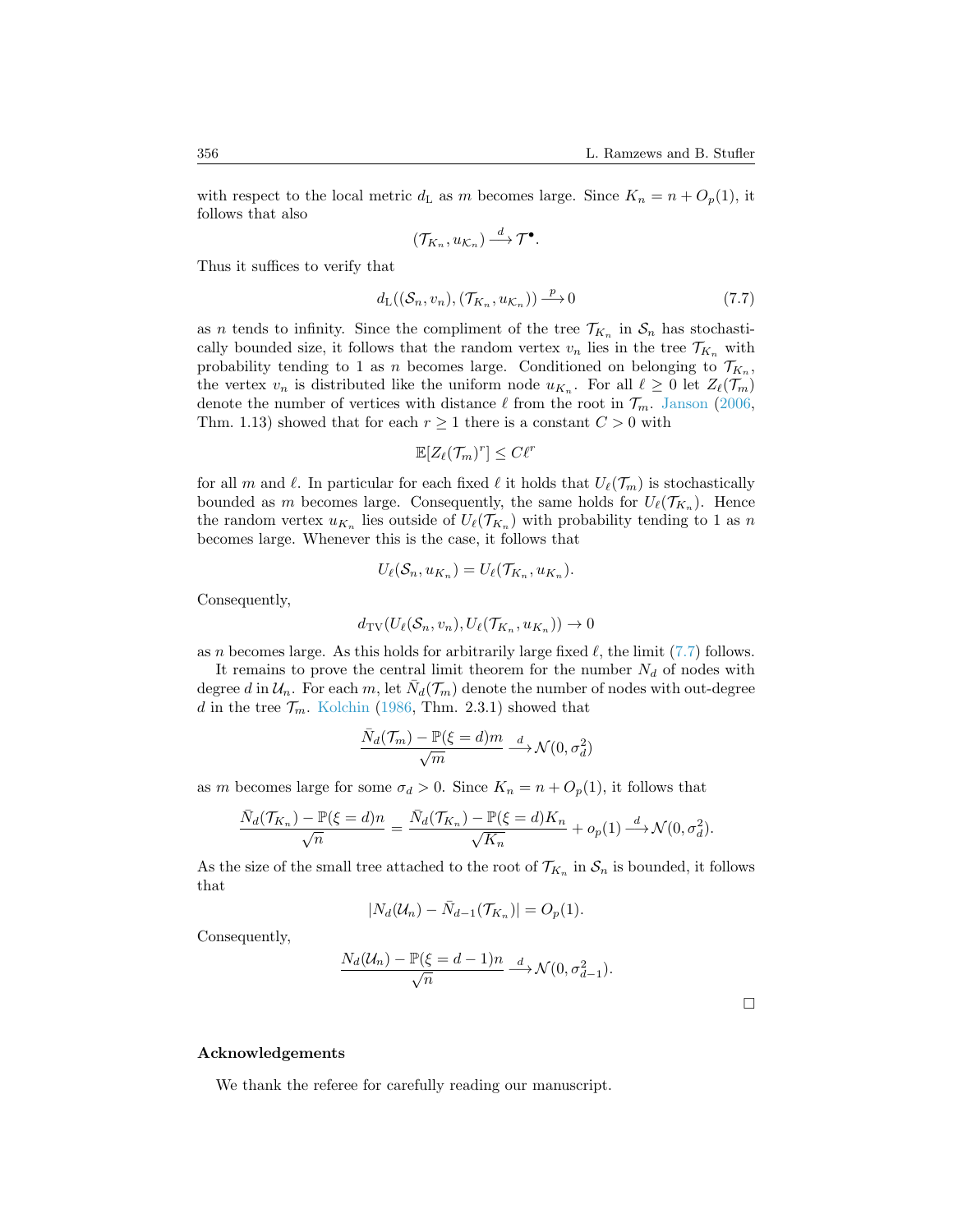with respect to the local metric $d_{\mathrm{L}}$ as $m$ becomes large. Since $K_n = n + O_p(1)$, it follows that also

$$(\mathcal{T}_{K_n}, u_{\mathcal{K}_n}) \xrightarrow{d} \mathcal{T}^\bullet.$$

Thus it suffices to verify that

$$d_{\mathrm{L}}((\mathcal{S}_n, v_n), (\mathcal{T}_{K_n}, u_{\mathcal{K}_n})) \xrightarrow{p} 0 \tag{7.7}$$

as $n$ tends to infinity. Since the compliment of the tree $\mathcal{T}_{K_n}$ in $\mathcal{S}_n$ has stochastically bounded size, it follows that the random vertex $v_n$ lies in the tree $\mathcal{T}_{K_n}$ with probability tending to 1 as $n$ becomes large. Conditioned on belonging to $\mathcal{T}_{K_n}$, the vertex $v_n$ is distributed like the uniform node $u_{K_n}$. For all $\ell \geq 0$ let $Z_\ell(\mathcal{T}_m)$ denote the number of vertices with distance $\ell$ from the root in $\mathcal{T}_m$. Janson (2006, Thm. 1.13) showed that for each $r \geq 1$ there is a constant $C > 0$ with

$$\mathbb{E}[Z_\ell(\mathcal{T}_m)^r] \leq C\ell^r$$

for all $m$ and $\ell$. In particular for each fixed $\ell$ it holds that $U_\ell(\mathcal{T}_m)$ is stochastically bounded as $m$ becomes large. Consequently, the same holds for $U_\ell(\mathcal{T}_{K_n})$. Hence the random vertex $u_{K_n}$ lies outside of $U_\ell(\mathcal{T}_{K_n})$ with probability tending to 1 as $n$ becomes large. Whenever this is the case, it follows that

$$U_\ell(\mathcal{S}_n, u_{K_n}) = U_\ell(\mathcal{T}_{K_n}, u_{K_n}).$$

Consequently,

$$d_{\mathrm{TV}}(U_\ell(\mathcal{S}_n, v_n), U_\ell(\mathcal{T}_{K_n}, u_{K_n})) \to 0$$

as $n$ becomes large. As this holds for arbitrarily large fixed $\ell$, the limit (7.7) follows.

It remains to prove the central limit theorem for the number $N_d$ of nodes with degree $d$ in $\mathcal{U}_n$. For each $m$, let $\bar{N}_d(\mathcal{T}_m)$ denote the number of nodes with out-degree $d$ in the tree $\mathcal{T}_m$. Kolchin (1986, Thm. 2.3.1) showed that

$$\frac{\bar{N}_d(\mathcal{T}_m) - \mathbb{P}(\xi = d)m}{\sqrt{m}} \xrightarrow{d} \mathcal{N}(0, \sigma_d^2)$$

as $m$ becomes large for some $\sigma_d > 0$. Since $K_n = n + O_p(1)$, it follows that

$$\frac{\bar{N}_d(\mathcal{T}_{K_n}) - \mathbb{P}(\xi = d)n}{\sqrt{n}} = \frac{\bar{N}_d(\mathcal{T}_{K_n}) - \mathbb{P}(\xi = d)K_n}{\sqrt{K_n}} + o_p(1) \xrightarrow{d} \mathcal{N}(0, \sigma_d^2).$$

As the size of the small tree attached to the root of $\mathcal{T}_{K_n}$ in $\mathcal{S}_n$ is bounded, it follows that

$$|N_d(\mathcal{U}_n) - \bar{N}_{d-1}(\mathcal{T}_{K_n})| = O_p(1).$$

Consequently,

$$\frac{N_d(\mathcal{U}_n) - \mathbb{P}(\xi = d-1)n}{\sqrt{n}} \xrightarrow{d} \mathcal{N}(0, \sigma_{d-1}^2).$$

□

## Acknowledgements

We thank the referee for carefully reading our manuscript.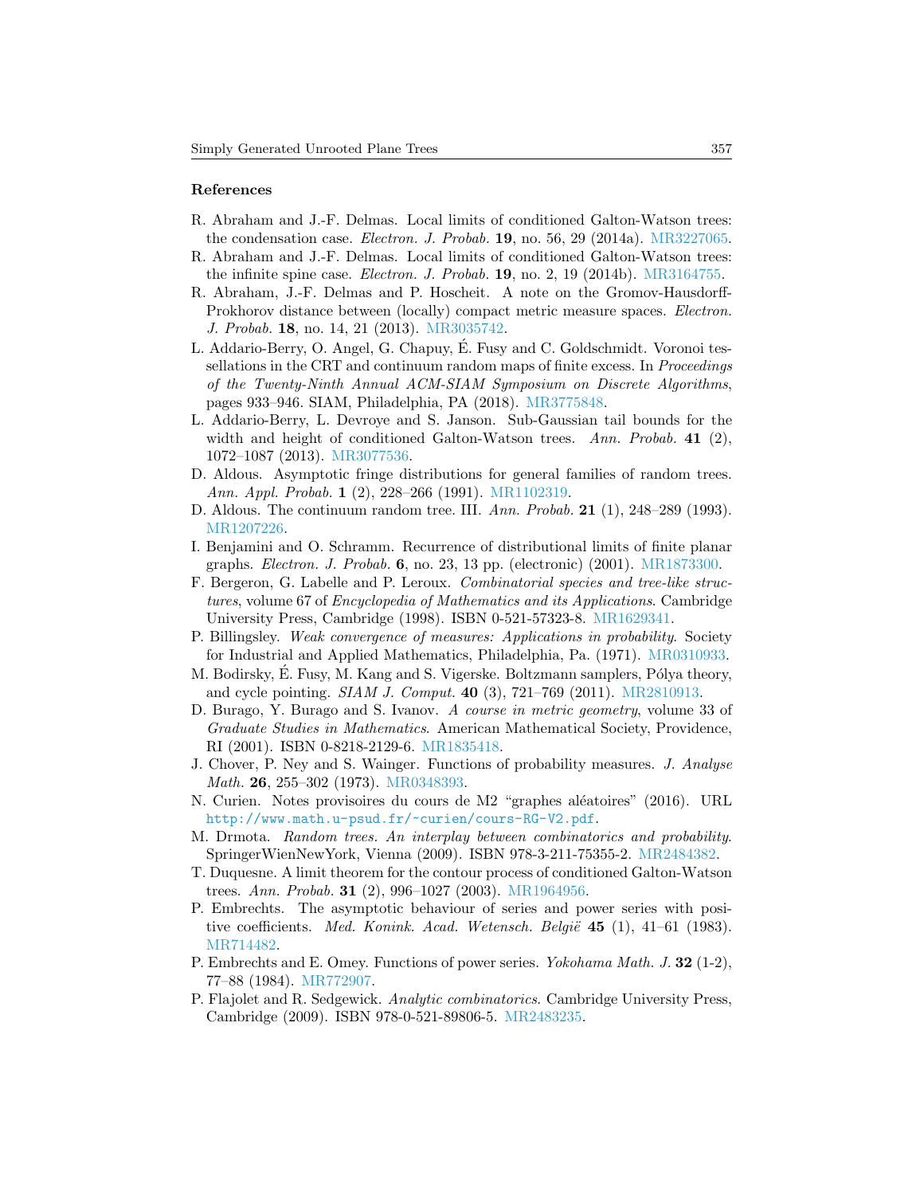## References

R. Abraham and J.-F. Delmas. Local limits of conditioned Galton-Watson trees: the condensation case. *Electron. J. Probab.* **19**, no. 56, 29 (2014a). MR3227065.

R. Abraham and J.-F. Delmas. Local limits of conditioned Galton-Watson trees: the infinite spine case. *Electron. J. Probab.* **19**, no. 2, 19 (2014b). MR3164755.

R. Abraham, J.-F. Delmas and P. Hoscheit. A note on the Gromov-Hausdorff-Prokhorov distance between (locally) compact metric measure spaces. *Electron. J. Probab.* **18**, no. 14, 21 (2013). MR3035742.

L. Addario-Berry, O. Angel, G. Chapuy, É. Fusy and C. Goldschmidt. Voronoi tessellations in the CRT and continuum random maps of finite excess. In *Proceedings of the Twenty-Ninth Annual ACM-SIAM Symposium on Discrete Algorithms*, pages 933–946. SIAM, Philadelphia, PA (2018). MR3775848.

L. Addario-Berry, L. Devroye and S. Janson. Sub-Gaussian tail bounds for the width and height of conditioned Galton-Watson trees. *Ann. Probab.* **41** (2), 1072–1087 (2013). MR3077536.

D. Aldous. Asymptotic fringe distributions for general families of random trees. *Ann. Appl. Probab.* **1** (2), 228–266 (1991). MR1102319.

D. Aldous. The continuum random tree. III. *Ann. Probab.* **21** (1), 248–289 (1993). MR1207226.

I. Benjamini and O. Schramm. Recurrence of distributional limits of finite planar graphs. *Electron. J. Probab.* **6**, no. 23, 13 pp. (electronic) (2001). MR1873300.

F. Bergeron, G. Labelle and P. Leroux. *Combinatorial species and tree-like structures*, volume 67 of *Encyclopedia of Mathematics and its Applications*. Cambridge University Press, Cambridge (1998). ISBN 0-521-57323-8. MR1629341.

P. Billingsley. *Weak convergence of measures: Applications in probability*. Society for Industrial and Applied Mathematics, Philadelphia, Pa. (1971). MR0310933.

M. Bodirsky, É. Fusy, M. Kang and S. Vigerske. Boltzmann samplers, Pólya theory, and cycle pointing. *SIAM J. Comput.* **40** (3), 721–769 (2011). MR2810913.

D. Burago, Y. Burago and S. Ivanov. *A course in metric geometry*, volume 33 of *Graduate Studies in Mathematics*. American Mathematical Society, Providence, RI (2001). ISBN 0-8218-2129-6. MR1835418.

J. Chover, P. Ney and S. Wainger. Functions of probability measures. *J. Analyse Math.* **26**, 255–302 (1973). MR0348393.

N. Curien. Notes provisoires du cours de M2 "graphes aléatoires" (2016). URL `http://www.math.u-psud.fr/~curien/cours-RG-V2.pdf`.

M. Drmota. *Random trees. An interplay between combinatorics and probability*. SpringerWienNewYork, Vienna (2009). ISBN 978-3-211-75355-2. MR2484382.

T. Duquesne. A limit theorem for the contour process of conditioned Galton-Watson trees. *Ann. Probab.* **31** (2), 996–1027 (2003). MR1964956.

P. Embrechts. The asymptotic behaviour of series and power series with positive coefficients. *Med. Konink. Acad. Wetensch. België* **45** (1), 41–61 (1983). MR714482.

P. Embrechts and E. Omey. Functions of power series. *Yokohama Math. J.* **32** (1-2), 77–88 (1984). MR772907.

P. Flajolet and R. Sedgewick. *Analytic combinatorics*. Cambridge University Press, Cambridge (2009). ISBN 978-0-521-89806-5. MR2483235.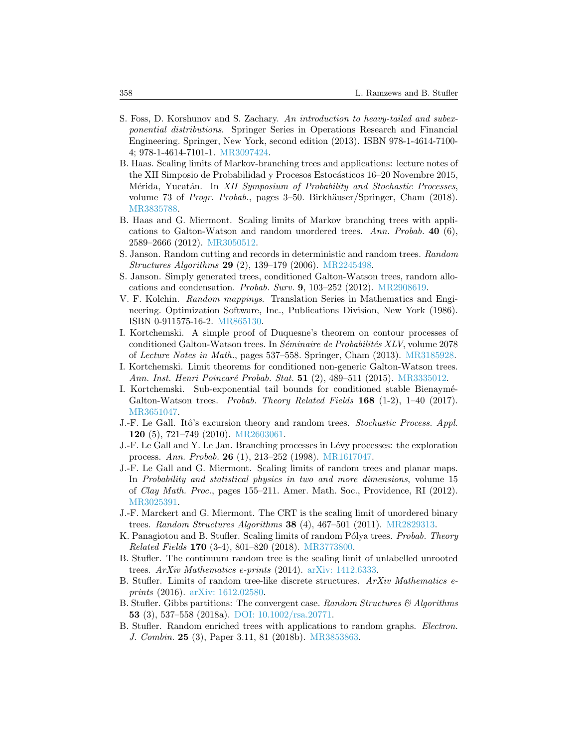S. Foss, D. Korshunov and S. Zachary. *An introduction to heavy-tailed and subexponential distributions*. Springer Series in Operations Research and Financial Engineering. Springer, New York, second edition (2013). ISBN 978-1-4614-7100-4; 978-1-4614-7101-1. MR3097424.

B. Haas. Scaling limits of Markov-branching trees and applications: lecture notes of the XII Simposio de Probabilidad y Procesos Estocásticos 16–20 Novembre 2015, Mérida, Yucatán. In *XII Symposium of Probability and Stochastic Processes*, volume 73 of *Progr. Probab.*, pages 3–50. Birkhäuser/Springer, Cham (2018). MR3835788.

B. Haas and G. Miermont. Scaling limits of Markov branching trees with applications to Galton-Watson and random unordered trees. *Ann. Probab.* **40** (6), 2589–2666 (2012). MR3050512.

S. Janson. Random cutting and records in deterministic and random trees. *Random Structures Algorithms* **29** (2), 139–179 (2006). MR2245498.

S. Janson. Simply generated trees, conditioned Galton-Watson trees, random allocations and condensation. *Probab. Surv.* **9**, 103–252 (2012). MR2908619.

V. F. Kolchin. *Random mappings*. Translation Series in Mathematics and Engineering. Optimization Software, Inc., Publications Division, New York (1986). ISBN 0-911575-16-2. MR865130.

I. Kortchemski. A simple proof of Duquesne's theorem on contour processes of conditioned Galton-Watson trees. In *Séminaire de Probabilités XLV*, volume 2078 of *Lecture Notes in Math.*, pages 537–558. Springer, Cham (2013). MR3185928.

I. Kortchemski. Limit theorems for conditioned non-generic Galton-Watson trees. *Ann. Inst. Henri Poincaré Probab. Stat.* **51** (2), 489–511 (2015). MR3335012.

I. Kortchemski. Sub-exponential tail bounds for conditioned stable Bienaymé-Galton-Watson trees. *Probab. Theory Related Fields* **168** (1-2), 1–40 (2017). MR3651047.

J.-F. Le Gall. Itô's excursion theory and random trees. *Stochastic Process. Appl.* **120** (5), 721–749 (2010). MR2603061.

J.-F. Le Gall and Y. Le Jan. Branching processes in Lévy processes: the exploration process. *Ann. Probab.* **26** (1), 213–252 (1998). MR1617047.

J.-F. Le Gall and G. Miermont. Scaling limits of random trees and planar maps. In *Probability and statistical physics in two and more dimensions*, volume 15 of *Clay Math. Proc.*, pages 155–211. Amer. Math. Soc., Providence, RI (2012). MR3025391.

J.-F. Marckert and G. Miermont. The CRT is the scaling limit of unordered binary trees. *Random Structures Algorithms* **38** (4), 467–501 (2011). MR2829313.

K. Panagiotou and B. Stufler. Scaling limits of random Pólya trees. *Probab. Theory Related Fields* **170** (3-4), 801–820 (2018). MR3773800.

B. Stufler. The continuum random tree is the scaling limit of unlabelled unrooted trees. *ArXiv Mathematics e-prints* (2014). arXiv: 1412.6333.

B. Stufler. Limits of random tree-like discrete structures. *ArXiv Mathematics e-prints* (2016). arXiv: 1612.02580.

B. Stufler. Gibbs partitions: The convergent case. *Random Structures & Algorithms* **53** (3), 537–558 (2018a). DOI: 10.1002/rsa.20771.

B. Stufler. Random enriched trees with applications to random graphs. *Electron. J. Combin.* **25** (3), Paper 3.11, 81 (2018b). MR3853863.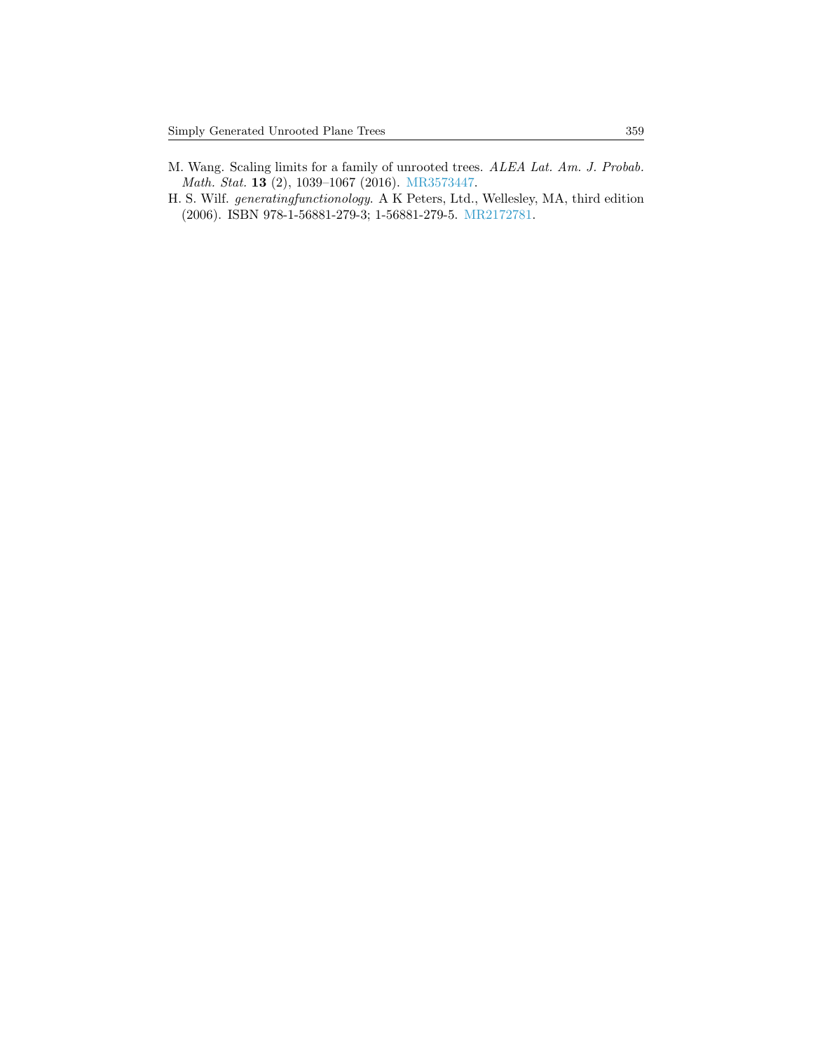M. Wang. Scaling limits for a family of unrooted trees. *ALEA Lat. Am. J. Probab. Math. Stat.* **13** (2), 1039–1067 (2016). MR3573447.

H. S. Wilf. *generatingfunctionology*. A K Peters, Ltd., Wellesley, MA, third edition (2006). ISBN 978-1-56881-279-3; 1-56881-279-5. MR2172781.